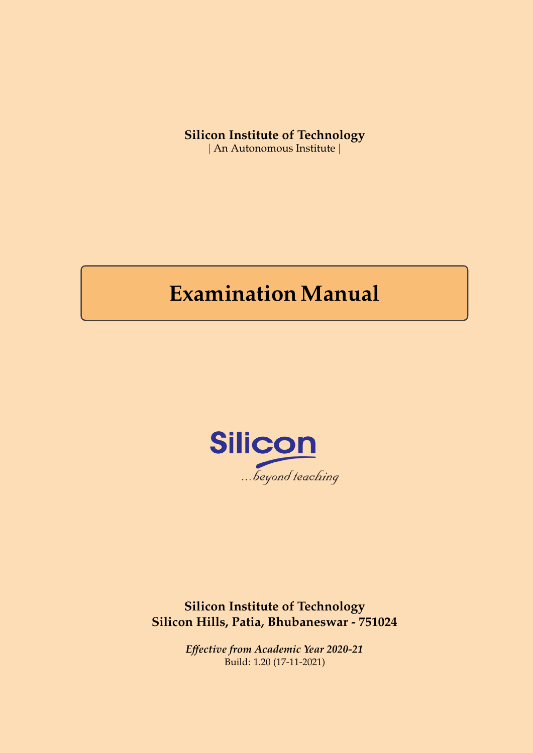**Silicon Institute of Technology**
| An Autonomous Institute |

# Examination Manual

Silicon
...beyond teaching

**Silicon Institute of Technology**
**Silicon Hills, Patia, Bhubaneswar - 751024**

*Effective from Academic Year 2020-21*
Build: 1.20 (17-11-2021)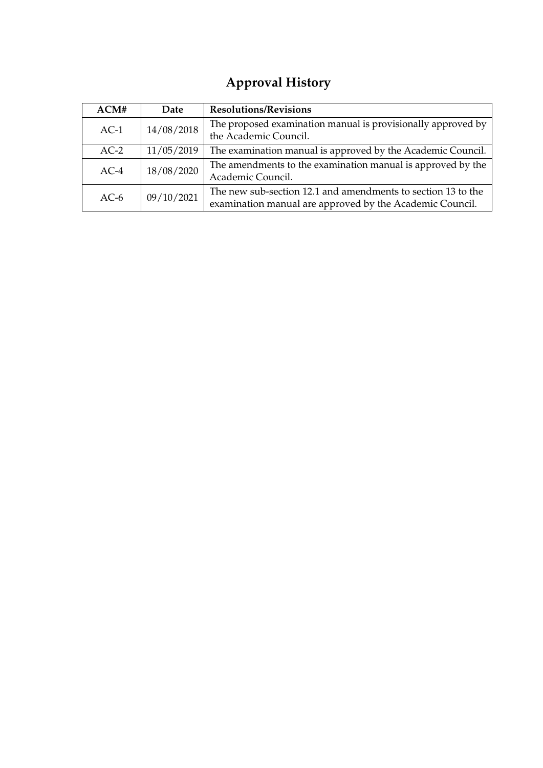# Approval History

| ACM# | Date | Resolutions/Revisions |
|---|---|---|
| AC-1 | 14/08/2018 | The proposed examination manual is provisionally approved by the Academic Council. |
| AC-2 | 11/05/2019 | The examination manual is approved by the Academic Council. |
| AC-4 | 18/08/2020 | The amendments to the examination manual is approved by the Academic Council. |
| AC-6 | 09/10/2021 | The new sub-section 12.1 and amendments to section 13 to the examination manual are approved by the Academic Council. |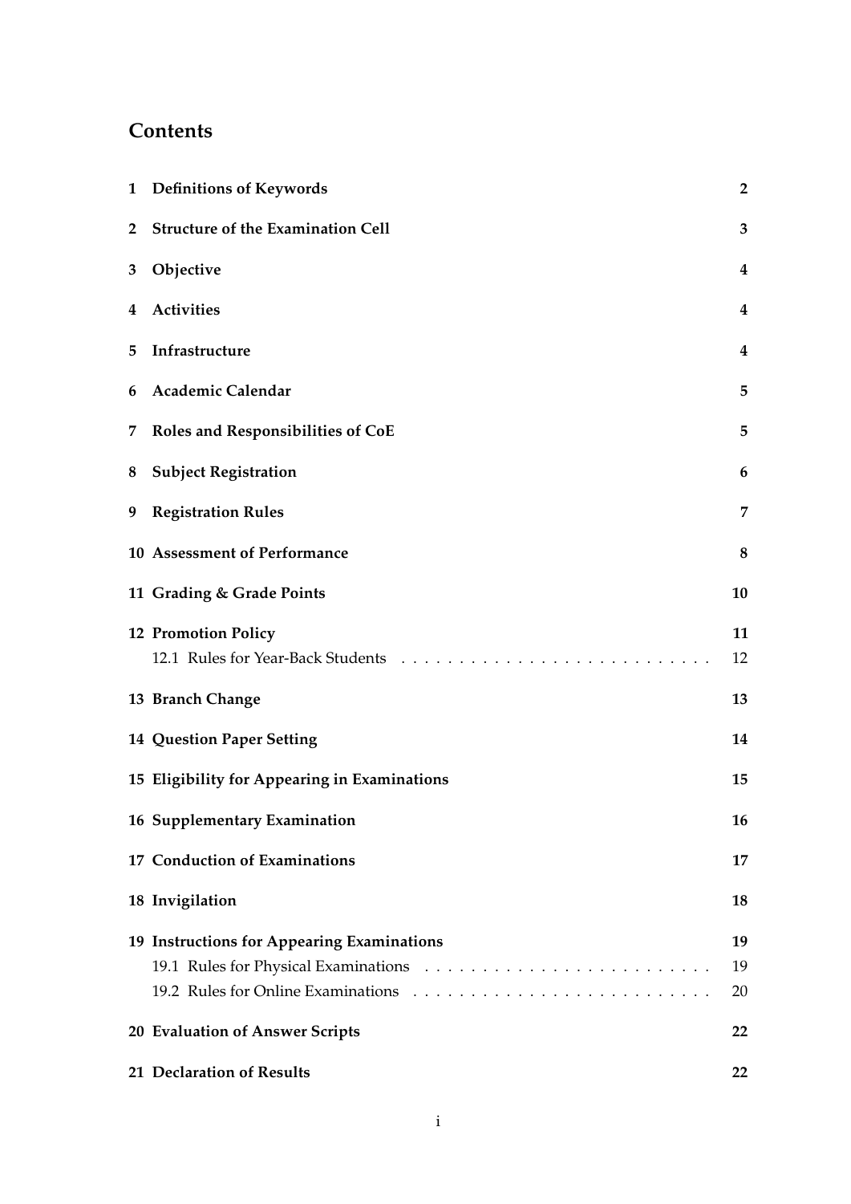# Contents

| | | |
|---|---|---|
| **1** | **Definitions of Keywords** | **2** |
| **2** | **Structure of the Examination Cell** | **3** |
| **3** | **Objective** | **4** |
| **4** | **Activities** | **4** |
| **5** | **Infrastructure** | **4** |
| **6** | **Academic Calendar** | **5** |
| **7** | **Roles and Responsibilities of CoE** | **5** |
| **8** | **Subject Registration** | **6** |
| **9** | **Registration Rules** | **7** |
| **10** | **Assessment of Performance** | **8** |
| **11** | **Grading & Grade Points** | **10** |
| **12** | **Promotion Policy** | **11** |
| | 12.1 Rules for Year-Back Students | 12 |
| **13** | **Branch Change** | **13** |
| **14** | **Question Paper Setting** | **14** |
| **15** | **Eligibility for Appearing in Examinations** | **15** |
| **16** | **Supplementary Examination** | **16** |
| **17** | **Conduction of Examinations** | **17** |
| **18** | **Invigilation** | **18** |
| **19** | **Instructions for Appearing Examinations** | **19** |
| | 19.1 Rules for Physical Examinations | 19 |
| | 19.2 Rules for Online Examinations | 20 |
| **20** | **Evaluation of Answer Scripts** | **22** |
| **21** | **Declaration of Results** | **22** |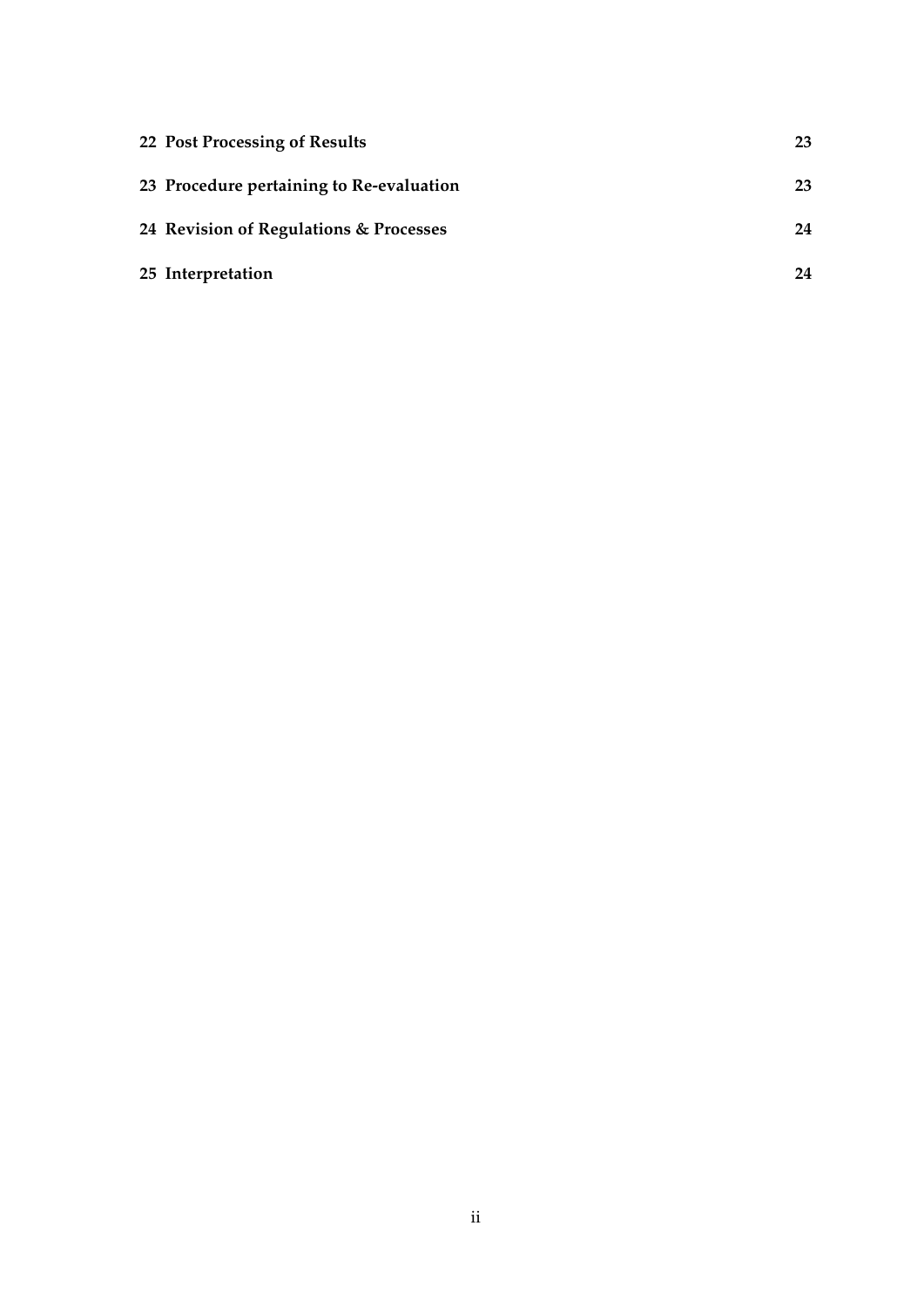**22 Post Processing of Results** **23**

**23 Procedure pertaining to Re-evaluation** **23**

**24 Revision of Regulations & Processes** **24**

**25 Interpretation** **24**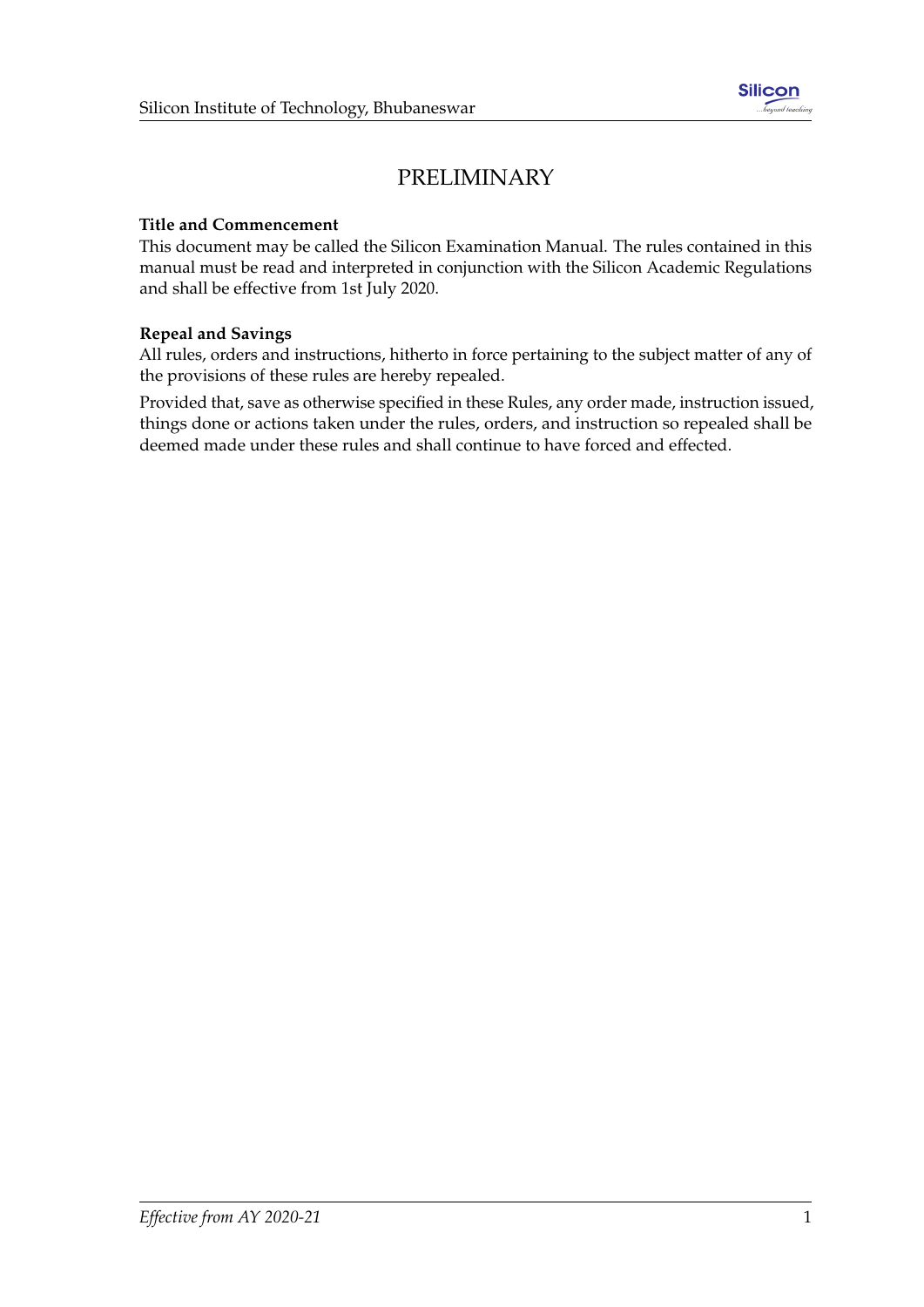# PRELIMINARY

**Title and Commencement**

This document may be called the Silicon Examination Manual. The rules contained in this manual must be read and interpreted in conjunction with the Silicon Academic Regulations and shall be effective from 1st July 2020.

**Repeal and Savings**

All rules, orders and instructions, hitherto in force pertaining to the subject matter of any of the provisions of these rules are hereby repealed.

Provided that, save as otherwise specified in these Rules, any order made, instruction issued, things done or actions taken under the rules, orders, and instruction so repealed shall be deemed made under these rules and shall continue to have forced and effected.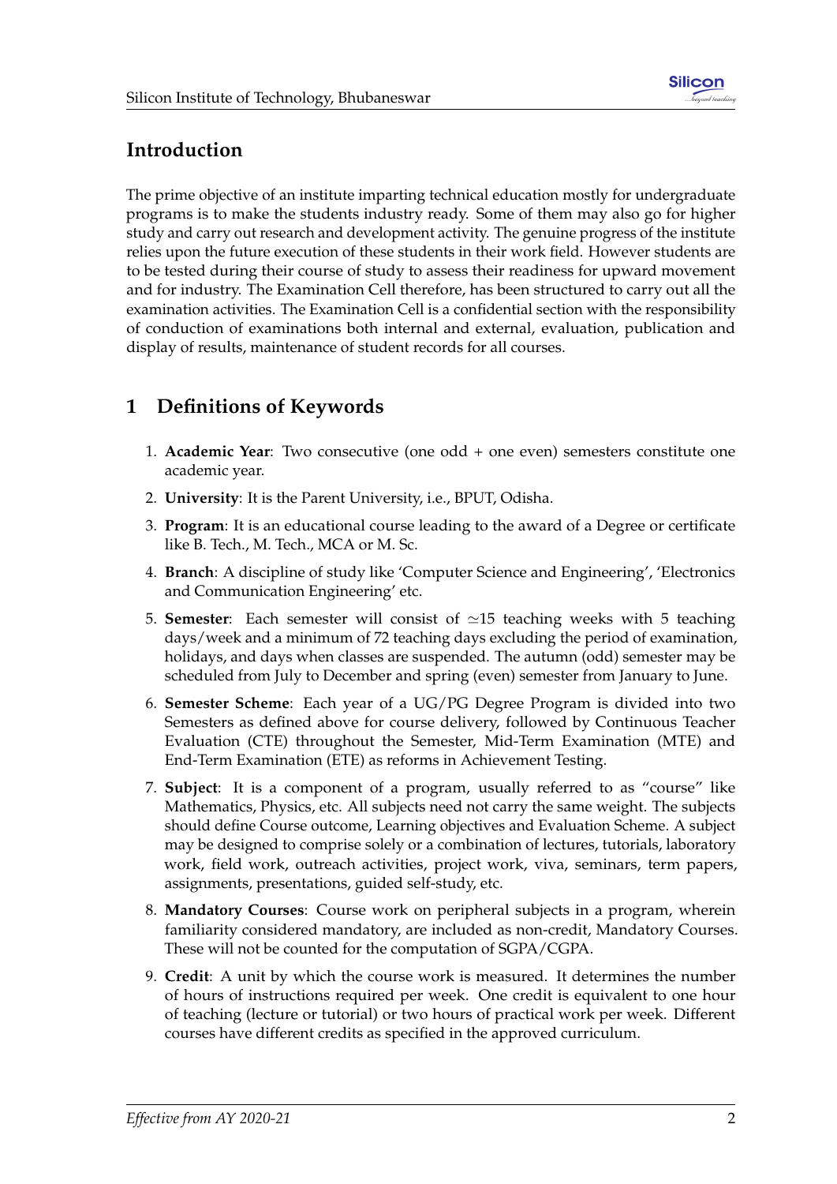## Introduction

The prime objective of an institute imparting technical education mostly for undergraduate programs is to make the students industry ready. Some of them may also go for higher study and carry out research and development activity. The genuine progress of the institute relies upon the future execution of these students in their work field. However students are to be tested during their course of study to assess their readiness for upward movement and for industry. The Examination Cell therefore, has been structured to carry out all the examination activities. The Examination Cell is a confidential section with the responsibility of conduction of examinations both internal and external, evaluation, publication and display of results, maintenance of student records for all courses.

## 1 Definitions of Keywords

1. **Academic Year**: Two consecutive (one odd + one even) semesters constitute one academic year.
2. **University**: It is the Parent University, i.e., BPUT, Odisha.
3. **Program**: It is an educational course leading to the award of a Degree or certificate like B. Tech., M. Tech., MCA or M. Sc.
4. **Branch**: A discipline of study like 'Computer Science and Engineering', 'Electronics and Communication Engineering' etc.
5. **Semester**: Each semester will consist of $\simeq$15 teaching weeks with 5 teaching days/week and a minimum of 72 teaching days excluding the period of examination, holidays, and days when classes are suspended. The autumn (odd) semester may be scheduled from July to December and spring (even) semester from January to June.
6. **Semester Scheme**: Each year of a UG/PG Degree Program is divided into two Semesters as defined above for course delivery, followed by Continuous Teacher Evaluation (CTE) throughout the Semester, Mid-Term Examination (MTE) and End-Term Examination (ETE) as reforms in Achievement Testing.
7. **Subject**: It is a component of a program, usually referred to as "course" like Mathematics, Physics, etc. All subjects need not carry the same weight. The subjects should define Course outcome, Learning objectives and Evaluation Scheme. A subject may be designed to comprise solely or a combination of lectures, tutorials, laboratory work, field work, outreach activities, project work, viva, seminars, term papers, assignments, presentations, guided self-study, etc.
8. **Mandatory Courses**: Course work on peripheral subjects in a program, wherein familiarity considered mandatory, are included as non-credit, Mandatory Courses. These will not be counted for the computation of SGPA/CGPA.
9. **Credit**: A unit by which the course work is measured. It determines the number of hours of instructions required per week. One credit is equivalent to one hour of teaching (lecture or tutorial) or two hours of practical work per week. Different courses have different credits as specified in the approved curriculum.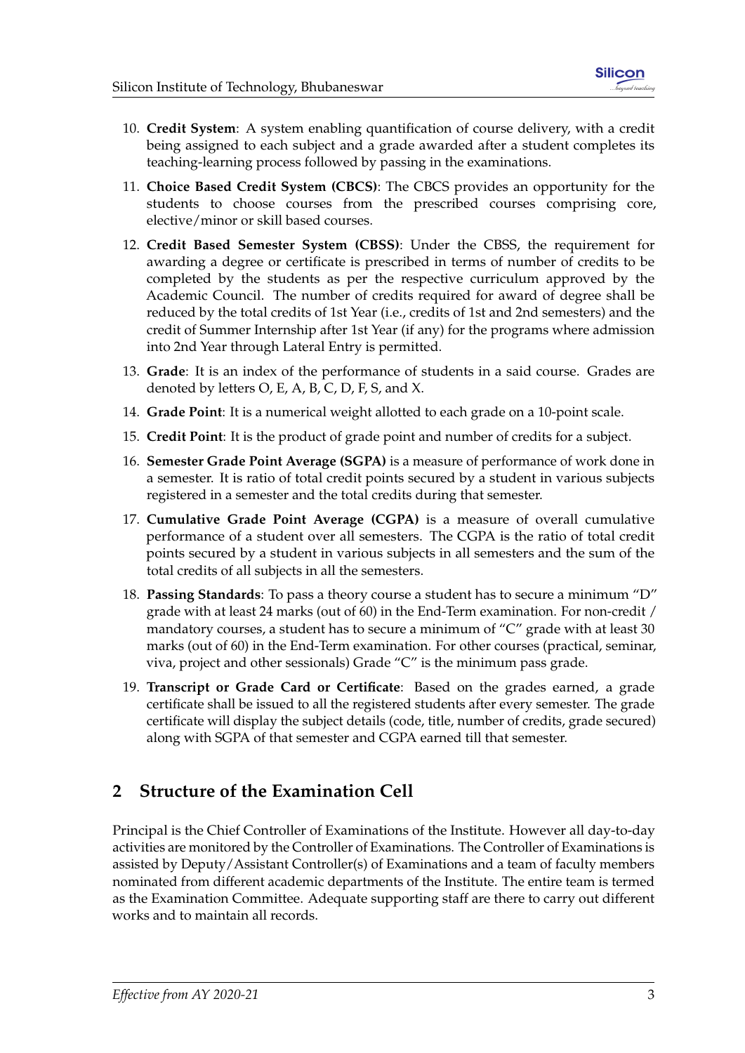10. **Credit System**: A system enabling quantification of course delivery, with a credit being assigned to each subject and a grade awarded after a student completes its teaching-learning process followed by passing in the examinations.
11. **Choice Based Credit System (CBCS)**: The CBCS provides an opportunity for the students to choose courses from the prescribed courses comprising core, elective/minor or skill based courses.
12. **Credit Based Semester System (CBSS)**: Under the CBSS, the requirement for awarding a degree or certificate is prescribed in terms of number of credits to be completed by the students as per the respective curriculum approved by the Academic Council. The number of credits required for award of degree shall be reduced by the total credits of 1st Year (i.e., credits of 1st and 2nd semesters) and the credit of Summer Internship after 1st Year (if any) for the programs where admission into 2nd Year through Lateral Entry is permitted.
13. **Grade**: It is an index of the performance of students in a said course. Grades are denoted by letters O, E, A, B, C, D, F, S, and X.
14. **Grade Point**: It is a numerical weight allotted to each grade on a 10-point scale.
15. **Credit Point**: It is the product of grade point and number of credits for a subject.
16. **Semester Grade Point Average (SGPA)** is a measure of performance of work done in a semester. It is ratio of total credit points secured by a student in various subjects registered in a semester and the total credits during that semester.
17. **Cumulative Grade Point Average (CGPA)** is a measure of overall cumulative performance of a student over all semesters. The CGPA is the ratio of total credit points secured by a student in various subjects in all semesters and the sum of the total credits of all subjects in all the semesters.
18. **Passing Standards**: To pass a theory course a student has to secure a minimum "D" grade with at least 24 marks (out of 60) in the End-Term examination. For non-credit / mandatory courses, a student has to secure a minimum of "C" grade with at least 30 marks (out of 60) in the End-Term examination. For other courses (practical, seminar, viva, project and other sessionals) Grade "C" is the minimum pass grade.
19. **Transcript or Grade Card or Certificate**: Based on the grades earned, a grade certificate shall be issued to all the registered students after every semester. The grade certificate will display the subject details (code, title, number of credits, grade secured) along with SGPA of that semester and CGPA earned till that semester.

## 2 Structure of the Examination Cell

Principal is the Chief Controller of Examinations of the Institute. However all day-to-day activities are monitored by the Controller of Examinations. The Controller of Examinations is assisted by Deputy/Assistant Controller(s) of Examinations and a team of faculty members nominated from different academic departments of the Institute. The entire team is termed as the Examination Committee. Adequate supporting staff are there to carry out different works and to maintain all records.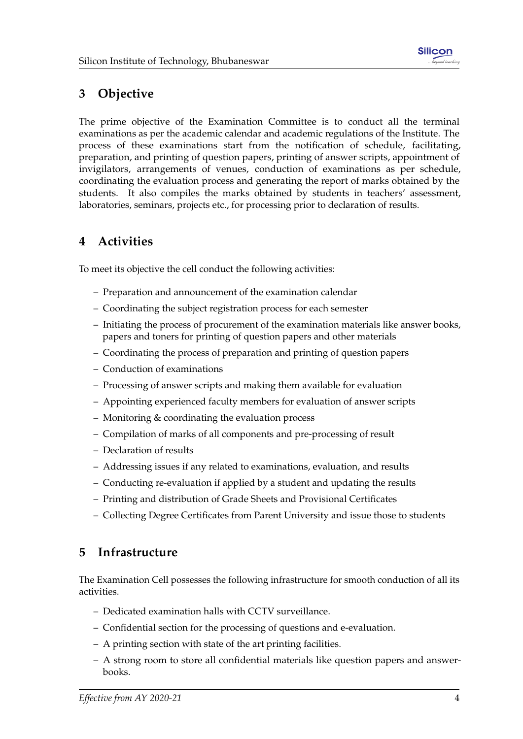## 3 Objective

The prime objective of the Examination Committee is to conduct all the terminal examinations as per the academic calendar and academic regulations of the Institute. The process of these examinations start from the notification of schedule, facilitating, preparation, and printing of question papers, printing of answer scripts, appointment of invigilators, arrangements of venues, conduction of examinations as per schedule, coordinating the evaluation process and generating the report of marks obtained by the students. It also compiles the marks obtained by students in teachers' assessment, laboratories, seminars, projects etc., for processing prior to declaration of results.

## 4 Activities

To meet its objective the cell conduct the following activities:

- Preparation and announcement of the examination calendar
- Coordinating the subject registration process for each semester
- Initiating the process of procurement of the examination materials like answer books, papers and toners for printing of question papers and other materials
- Coordinating the process of preparation and printing of question papers
- Conduction of examinations
- Processing of answer scripts and making them available for evaluation
- Appointing experienced faculty members for evaluation of answer scripts
- Monitoring & coordinating the evaluation process
- Compilation of marks of all components and pre-processing of result
- Declaration of results
- Addressing issues if any related to examinations, evaluation, and results
- Conducting re-evaluation if applied by a student and updating the results
- Printing and distribution of Grade Sheets and Provisional Certificates
- Collecting Degree Certificates from Parent University and issue those to students

## 5 Infrastructure

The Examination Cell possesses the following infrastructure for smooth conduction of all its activities.

- Dedicated examination halls with CCTV surveillance.
- Confidential section for the processing of questions and e-evaluation.
- A printing section with state of the art printing facilities.
- A strong room to store all confidential materials like question papers and answer-books.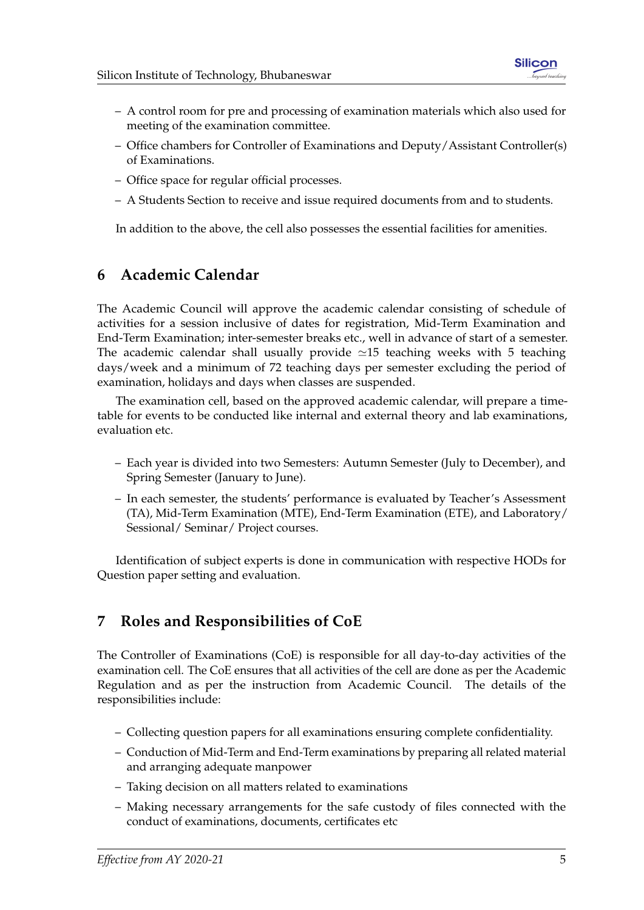- A control room for pre and processing of examination materials which also used for meeting of the examination committee.
- Office chambers for Controller of Examinations and Deputy/Assistant Controller(s) of Examinations.
- Office space for regular official processes.
- A Students Section to receive and issue required documents from and to students.

In addition to the above, the cell also possesses the essential facilities for amenities.

## 6 Academic Calendar

The Academic Council will approve the academic calendar consisting of schedule of activities for a session inclusive of dates for registration, Mid-Term Examination and End-Term Examination; inter-semester breaks etc., well in advance of start of a semester. The academic calendar shall usually provide $\simeq$15 teaching weeks with 5 teaching days/week and a minimum of 72 teaching days per semester excluding the period of examination, holidays and days when classes are suspended.

The examination cell, based on the approved academic calendar, will prepare a time-table for events to be conducted like internal and external theory and lab examinations, evaluation etc.

- Each year is divided into two Semesters: Autumn Semester (July to December), and Spring Semester (January to June).
- In each semester, the students' performance is evaluated by Teacher's Assessment (TA), Mid-Term Examination (MTE), End-Term Examination (ETE), and Laboratory/ Sessional/ Seminar/ Project courses.

Identification of subject experts is done in communication with respective HODs for Question paper setting and evaluation.

## 7 Roles and Responsibilities of CoE

The Controller of Examinations (CoE) is responsible for all day-to-day activities of the examination cell. The CoE ensures that all activities of the cell are done as per the Academic Regulation and as per the instruction from Academic Council. The details of the responsibilities include:

- Collecting question papers for all examinations ensuring complete confidentiality.
- Conduction of Mid-Term and End-Term examinations by preparing all related material and arranging adequate manpower
- Taking decision on all matters related to examinations
- Making necessary arrangements for the safe custody of files connected with the conduct of examinations, documents, certificates etc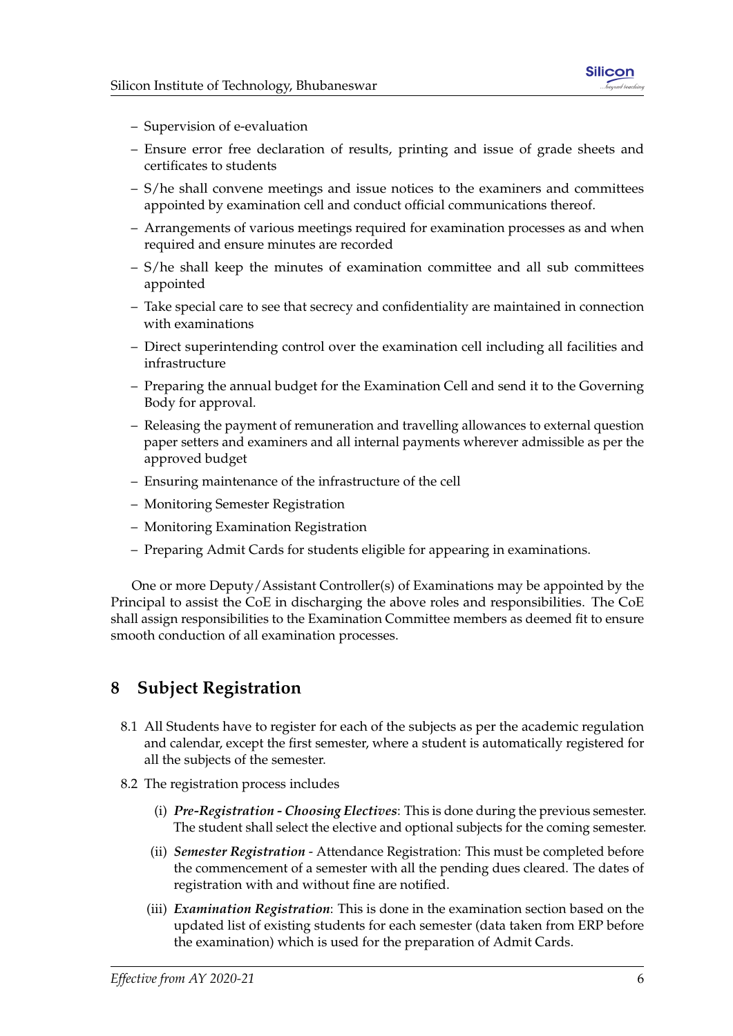- Supervision of e-evaluation
- Ensure error free declaration of results, printing and issue of grade sheets and certificates to students
- S/he shall convene meetings and issue notices to the examiners and committees appointed by examination cell and conduct official communications thereof.
- Arrangements of various meetings required for examination processes as and when required and ensure minutes are recorded
- S/he shall keep the minutes of examination committee and all sub committees appointed
- Take special care to see that secrecy and confidentiality are maintained in connection with examinations
- Direct superintending control over the examination cell including all facilities and infrastructure
- Preparing the annual budget for the Examination Cell and send it to the Governing Body for approval.
- Releasing the payment of remuneration and travelling allowances to external question paper setters and examiners and all internal payments wherever admissible as per the approved budget
- Ensuring maintenance of the infrastructure of the cell
- Monitoring Semester Registration
- Monitoring Examination Registration
- Preparing Admit Cards for students eligible for appearing in examinations.

One or more Deputy/Assistant Controller(s) of Examinations may be appointed by the Principal to assist the CoE in discharging the above roles and responsibilities. The CoE shall assign responsibilities to the Examination Committee members as deemed fit to ensure smooth conduction of all examination processes.

# 8 Subject Registration

8.1 All Students have to register for each of the subjects as per the academic regulation and calendar, except the first semester, where a student is automatically registered for all the subjects of the semester.

8.2 The registration process includes

(i) ***Pre-Registration - Choosing Electives***: This is done during the previous semester. The student shall select the elective and optional subjects for the coming semester.

(ii) ***Semester Registration*** - Attendance Registration: This must be completed before the commencement of a semester with all the pending dues cleared. The dates of registration with and without fine are notified.

(iii) ***Examination Registration***: This is done in the examination section based on the updated list of existing students for each semester (data taken from ERP before the examination) which is used for the preparation of Admit Cards.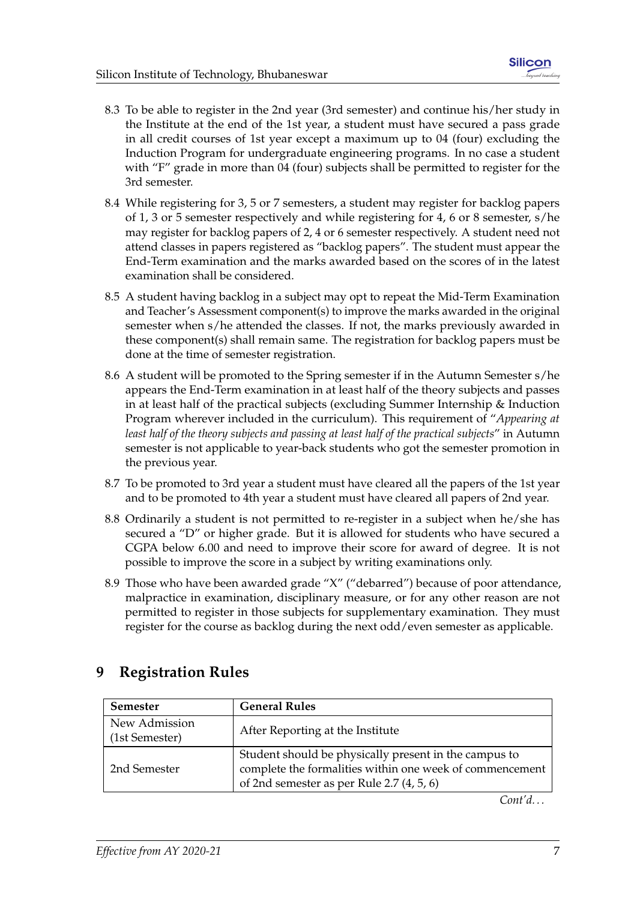8.3 To be able to register in the 2nd year (3rd semester) and continue his/her study in the Institute at the end of the 1st year, a student must have secured a pass grade in all credit courses of 1st year except a maximum up to 04 (four) excluding the Induction Program for undergraduate engineering programs. In no case a student with "F" grade in more than 04 (four) subjects shall be permitted to register for the 3rd semester.

8.4 While registering for 3, 5 or 7 semesters, a student may register for backlog papers of 1, 3 or 5 semester respectively and while registering for 4, 6 or 8 semester, s/he may register for backlog papers of 2, 4 or 6 semester respectively. A student need not attend classes in papers registered as "backlog papers". The student must appear the End-Term examination and the marks awarded based on the scores of in the latest examination shall be considered.

8.5 A student having backlog in a subject may opt to repeat the Mid-Term Examination and Teacher's Assessment component(s) to improve the marks awarded in the original semester when s/he attended the classes. If not, the marks previously awarded in these component(s) shall remain same. The registration for backlog papers must be done at the time of semester registration.

8.6 A student will be promoted to the Spring semester if in the Autumn Semester s/he appears the End-Term examination in at least half of the theory subjects and passes in at least half of the practical subjects (excluding Summer Internship & Induction Program wherever included in the curriculum). This requirement of "*Appearing at least half of the theory subjects and passing at least half of the practical subjects*" in Autumn semester is not applicable to year-back students who got the semester promotion in the previous year.

8.7 To be promoted to 3rd year a student must have cleared all the papers of the 1st year and to be promoted to 4th year a student must have cleared all papers of 2nd year.

8.8 Ordinarily a student is not permitted to re-register in a subject when he/she has secured a "D" or higher grade. But it is allowed for students who have secured a CGPA below 6.00 and need to improve their score for award of degree. It is not possible to improve the score in a subject by writing examinations only.

8.9 Those who have been awarded grade "X" ("debarred") because of poor attendance, malpractice in examination, disciplinary measure, or for any other reason are not permitted to register in those subjects for supplementary examination. They must register for the course as backlog during the next odd/even semester as applicable.

# 9 Registration Rules

| **Semester** | **General Rules** |
|---|---|
| New Admission (1st Semester) | After Reporting at the Institute |
| 2nd Semester | Student should be physically present in the campus to complete the formalities within one week of commencement of 2nd semester as per Rule 2.7 (4, 5, 6) |

*Cont'd...*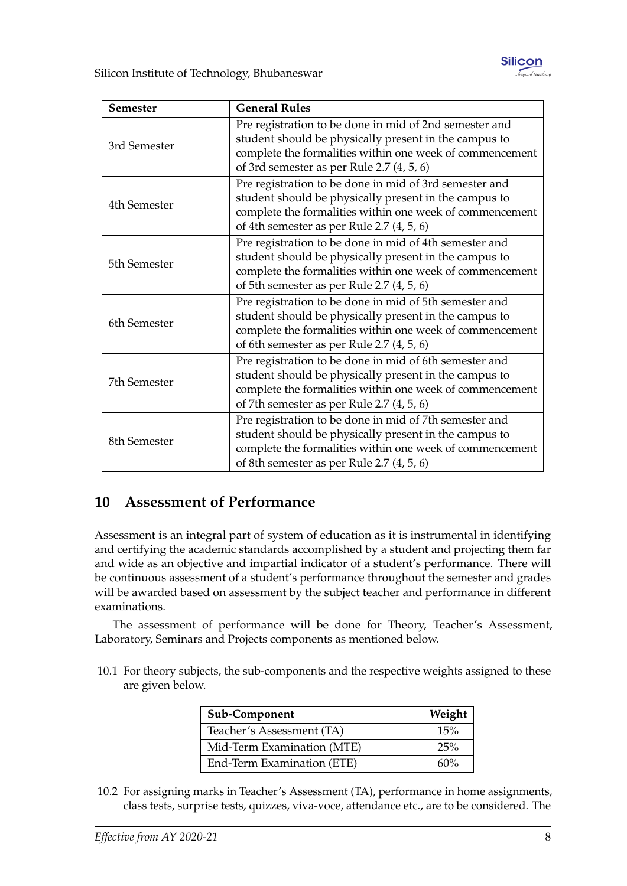| Semester | General Rules |
|---|---|
| 3rd Semester | Pre registration to be done in mid of 2nd semester and student should be physically present in the campus to complete the formalities within one week of commencement of 3rd semester as per Rule 2.7 (4, 5, 6) |
| 4th Semester | Pre registration to be done in mid of 3rd semester and student should be physically present in the campus to complete the formalities within one week of commencement of 4th semester as per Rule 2.7 (4, 5, 6) |
| 5th Semester | Pre registration to be done in mid of 4th semester and student should be physically present in the campus to complete the formalities within one week of commencement of 5th semester as per Rule 2.7 (4, 5, 6) |
| 6th Semester | Pre registration to be done in mid of 5th semester and student should be physically present in the campus to complete the formalities within one week of commencement of 6th semester as per Rule 2.7 (4, 5, 6) |
| 7th Semester | Pre registration to be done in mid of 6th semester and student should be physically present in the campus to complete the formalities within one week of commencement of 7th semester as per Rule 2.7 (4, 5, 6) |
| 8th Semester | Pre registration to be done in mid of 7th semester and student should be physically present in the campus to complete the formalities within one week of commencement of 8th semester as per Rule 2.7 (4, 5, 6) |

## 10 Assessment of Performance

Assessment is an integral part of system of education as it is instrumental in identifying and certifying the academic standards accomplished by a student and projecting them far and wide as an objective and impartial indicator of a student's performance. There will be continuous assessment of a student's performance throughout the semester and grades will be awarded based on assessment by the subject teacher and performance in different examinations.

The assessment of performance will be done for Theory, Teacher's Assessment, Laboratory, Seminars and Projects components as mentioned below.

10.1 For theory subjects, the sub-components and the respective weights assigned to these are given below.

| Sub-Component | Weight |
|---|---|
| Teacher's Assessment (TA) | 15% |
| Mid-Term Examination (MTE) | 25% |
| End-Term Examination (ETE) | 60% |

10.2 For assigning marks in Teacher's Assessment (TA), performance in home assignments, class tests, surprise tests, quizzes, viva-voce, attendance etc., are to be considered. The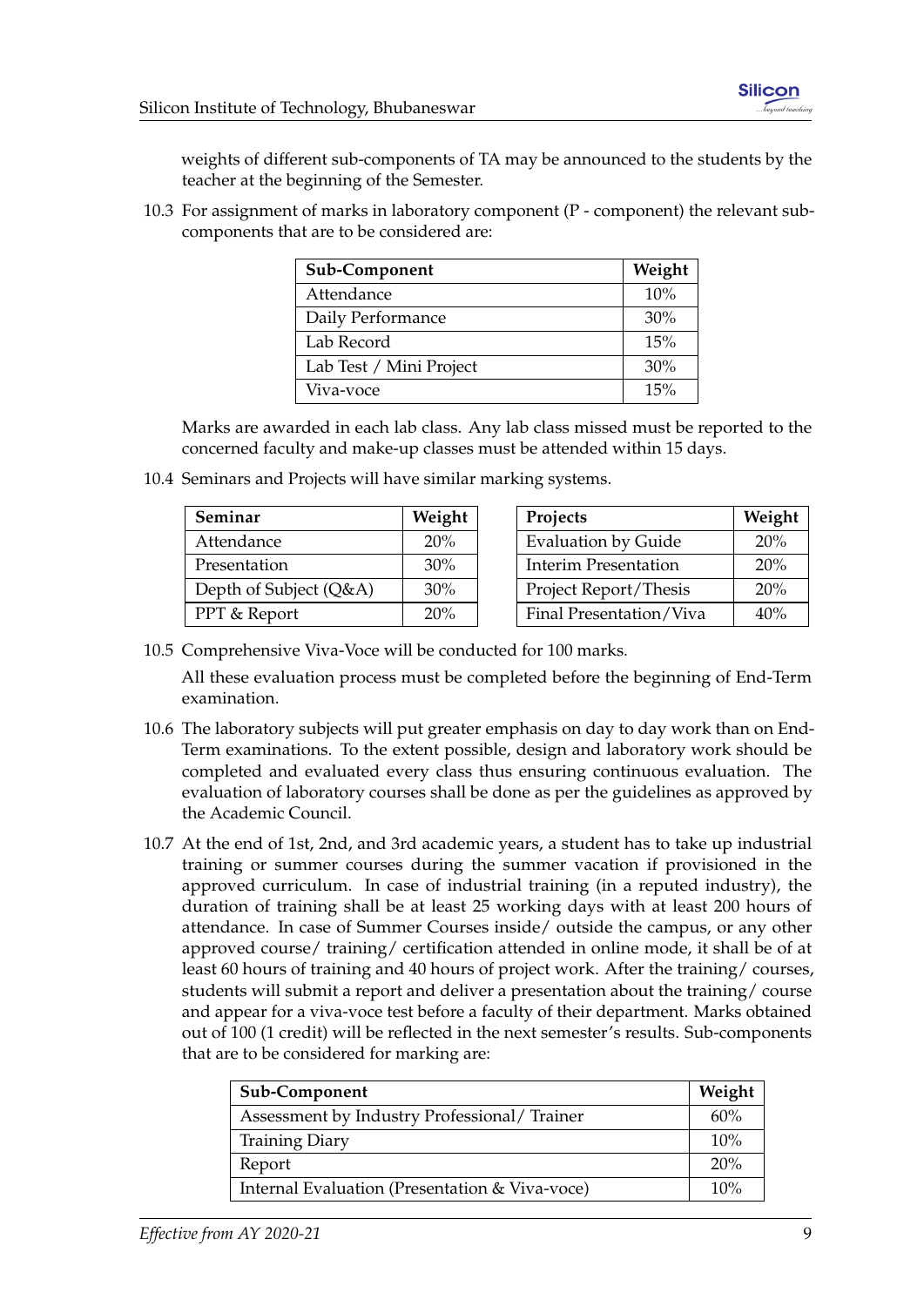weights of different sub-components of TA may be announced to the students by the teacher at the beginning of the Semester.

10.3 For assignment of marks in laboratory component (P - component) the relevant sub-components that are to be considered are:

| Sub-Component | Weight |
|---|---|
| Attendance | 10% |
| Daily Performance | 30% |
| Lab Record | 15% |
| Lab Test / Mini Project | 30% |
| Viva-voce | 15% |

Marks are awarded in each lab class. Any lab class missed must be reported to the concerned faculty and make-up classes must be attended within 15 days.

10.4 Seminars and Projects will have similar marking systems.

| Seminar | Weight |
|---|---|
| Attendance | 20% |
| Presentation | 30% |
| Depth of Subject (Q&A) | 30% |
| PPT & Report | 20% |

| Projects | Weight |
|---|---|
| Evaluation by Guide | 20% |
| Interim Presentation | 20% |
| Project Report/Thesis | 20% |
| Final Presentation/Viva | 40% |

10.5 Comprehensive Viva-Voce will be conducted for 100 marks.

All these evaluation process must be completed before the beginning of End-Term examination.

10.6 The laboratory subjects will put greater emphasis on day to day work than on End-Term examinations. To the extent possible, design and laboratory work should be completed and evaluated every class thus ensuring continuous evaluation. The evaluation of laboratory courses shall be done as per the guidelines as approved by the Academic Council.

10.7 At the end of 1st, 2nd, and 3rd academic years, a student has to take up industrial training or summer courses during the summer vacation if provisioned in the approved curriculum. In case of industrial training (in a reputed industry), the duration of training shall be at least 25 working days with at least 200 hours of attendance. In case of Summer Courses inside/ outside the campus, or any other approved course/ training/ certification attended in online mode, it shall be of at least 60 hours of training and 40 hours of project work. After the training/ courses, students will submit a report and deliver a presentation about the training/ course and appear for a viva-voce test before a faculty of their department. Marks obtained out of 100 (1 credit) will be reflected in the next semester's results. Sub-components that are to be considered for marking are:

| Sub-Component | Weight |
|---|---|
| Assessment by Industry Professional/ Trainer | 60% |
| Training Diary | 10% |
| Report | 20% |
| Internal Evaluation (Presentation & Viva-voce) | 10% |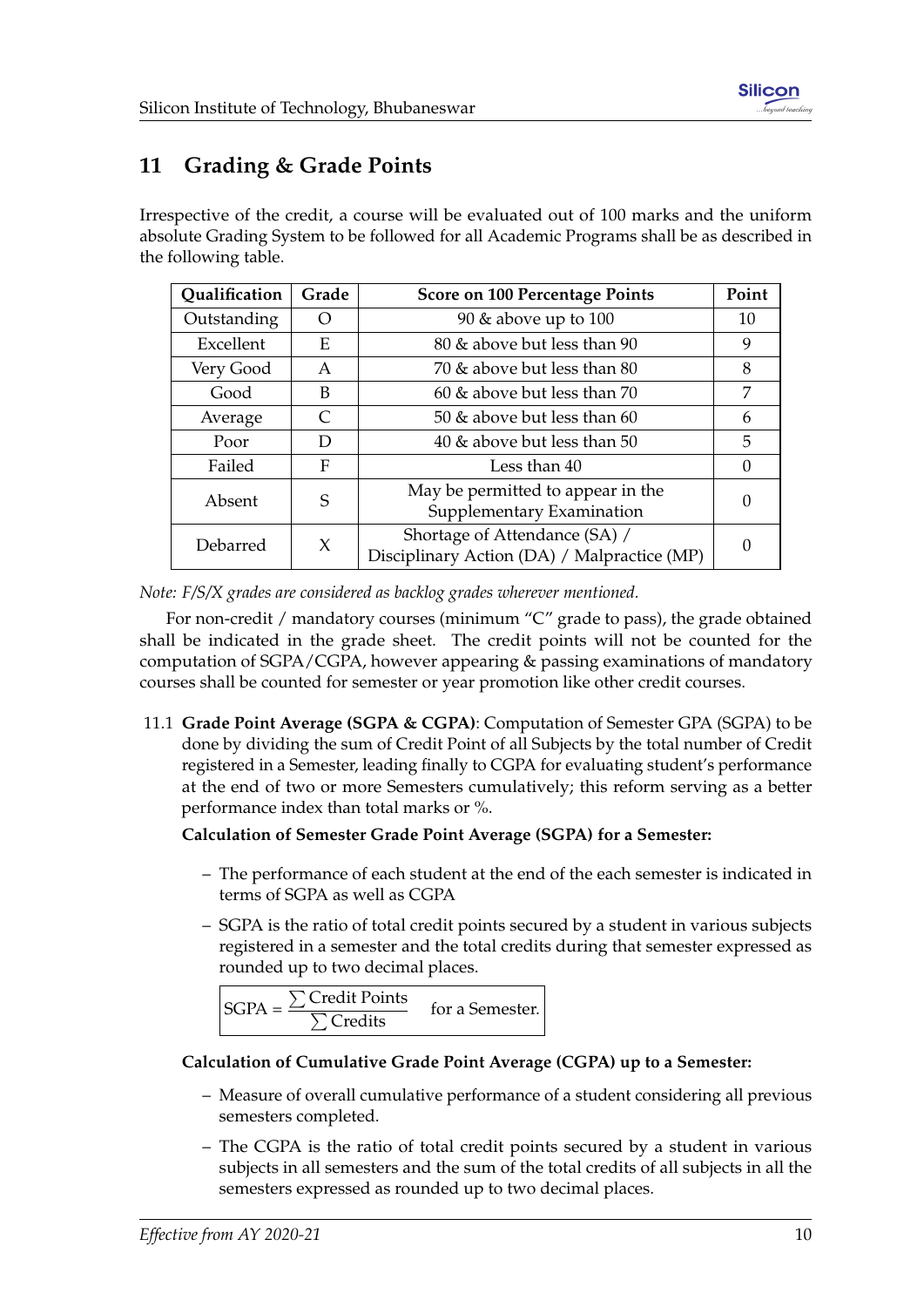## 11 Grading & Grade Points

Irrespective of the credit, a course will be evaluated out of 100 marks and the uniform absolute Grading System to be followed for all Academic Programs shall be as described in the following table.

| Qualification | Grade | Score on 100 Percentage Points | Point |
|---|---|---|---|
| Outstanding | O | 90 & above up to 100 | 10 |
| Excellent | E | 80 & above but less than 90 | 9 |
| Very Good | A | 70 & above but less than 80 | 8 |
| Good | B | 60 & above but less than 70 | 7 |
| Average | C | 50 & above but less than 60 | 6 |
| Poor | D | 40 & above but less than 50 | 5 |
| Failed | F | Less than 40 | 0 |
| Absent | S | May be permitted to appear in the Supplementary Examination | 0 |
| Debarred | X | Shortage of Attendance (SA) / Disciplinary Action (DA) / Malpractice (MP) | 0 |

*Note: F/S/X grades are considered as backlog grades wherever mentioned.*

For non-credit / mandatory courses (minimum "C" grade to pass), the grade obtained shall be indicated in the grade sheet. The credit points will not be counted for the computation of SGPA/CGPA, however appearing & passing examinations of mandatory courses shall be counted for semester or year promotion like other credit courses.

11.1 **Grade Point Average (SGPA & CGPA)**: Computation of Semester GPA (SGPA) to be done by dividing the sum of Credit Point of all Subjects by the total number of Credit registered in a Semester, leading finally to CGPA for evaluating student's performance at the end of two or more Semesters cumulatively; this reform serving as a better performance index than total marks or %.

**Calculation of Semester Grade Point Average (SGPA) for a Semester:**

- The performance of each student at the end of the each semester is indicated in terms of SGPA as well as CGPA
- SGPA is the ratio of total credit points secured by a student in various subjects registered in a semester and the total credits during that semester expressed as rounded up to two decimal places.

$$\text{SGPA} = \frac{\sum \text{Credit Points}}{\sum \text{Credits}} \quad \text{for a Semester.}$$

**Calculation of Cumulative Grade Point Average (CGPA) up to a Semester:**

- Measure of overall cumulative performance of a student considering all previous semesters completed.
- The CGPA is the ratio of total credit points secured by a student in various subjects in all semesters and the sum of the total credits of all subjects in all the semesters expressed as rounded up to two decimal places.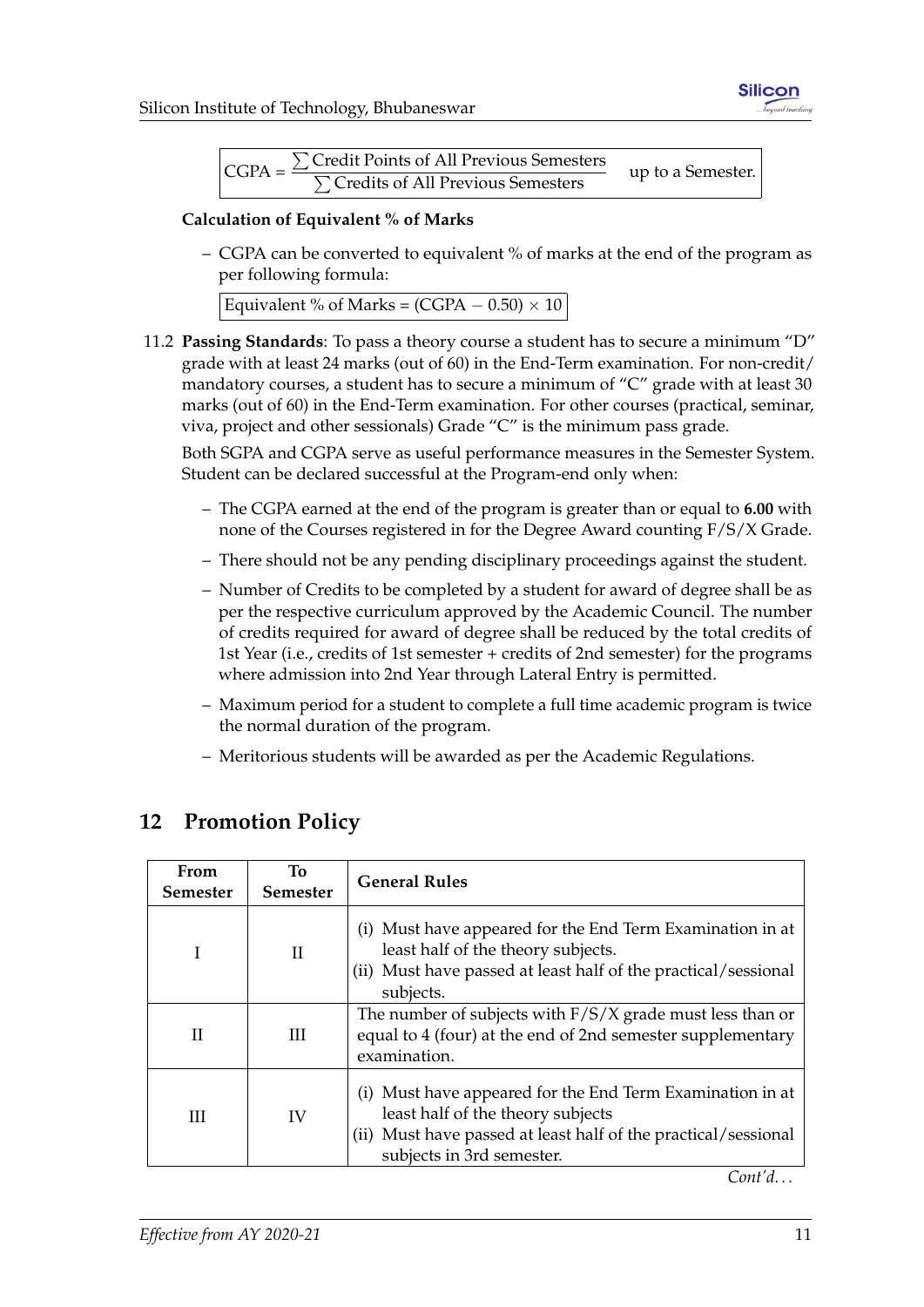$$\text{CGPA} = \frac{\sum \text{Credit Points of All Previous Semesters}}{\sum \text{Credits of All Previous Semesters}} \quad \text{up to a Semester.}$$

**Calculation of Equivalent % of Marks**

– CGPA can be converted to equivalent % of marks at the end of the program as per following formula:

$$\text{Equivalent \% of Marks} = (\text{CGPA} - 0.50) \times 10$$

11.2 **Passing Standards**: To pass a theory course a student has to secure a minimum "D" grade with at least 24 marks (out of 60) in the End-Term examination. For non-credit/ mandatory courses, a student has to secure a minimum of "C" grade with at least 30 marks (out of 60) in the End-Term examination. For other courses (practical, seminar, viva, project and other sessionals) Grade "C" is the minimum pass grade.

Both SGPA and CGPA serve as useful performance measures in the Semester System. Student can be declared successful at the Program-end only when:

– The CGPA earned at the end of the program is greater than or equal to **6.00** with none of the Courses registered in for the Degree Award counting F/S/X Grade.

– There should not be any pending disciplinary proceedings against the student.

– Number of Credits to be completed by a student for award of degree shall be as per the respective curriculum approved by the Academic Council. The number of credits required for award of degree shall be reduced by the total credits of 1st Year (i.e., credits of 1st semester + credits of 2nd semester) for the programs where admission into 2nd Year through Lateral Entry is permitted.

– Maximum period for a student to complete a full time academic program is twice the normal duration of the program.

– Meritorious students will be awarded as per the Academic Regulations.

## 12 Promotion Policy

| From Semester | To Semester | General Rules |
|---|---|---|
| I | II | (i) Must have appeared for the End Term Examination in at least half of the theory subjects.<br>(ii) Must have passed at least half of the practical/sessional subjects. |
| II | III | The number of subjects with F/S/X grade must less than or equal to 4 (four) at the end of 2nd semester supplementary examination. |
| III | IV | (i) Must have appeared for the End Term Examination in at least half of the theory subjects<br>(ii) Must have passed at least half of the practical/sessional subjects in 3rd semester. |

*Cont'd...*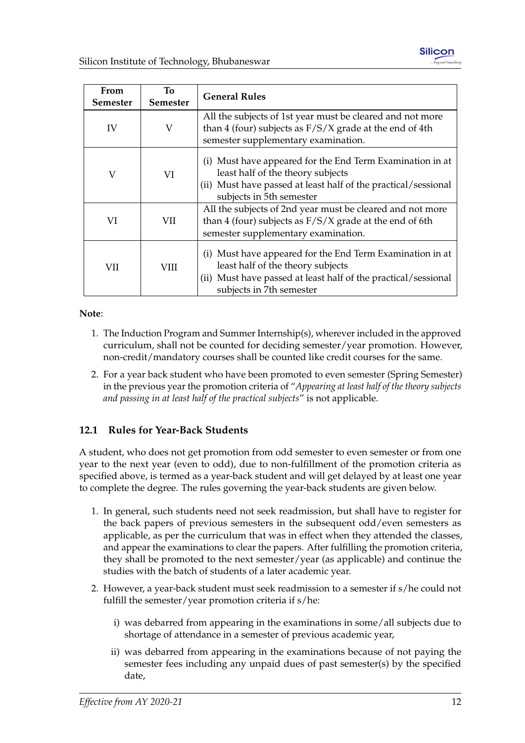| From Semester | To Semester | General Rules |
|---|---|---|
| IV | V | All the subjects of 1st year must be cleared and not more than 4 (four) subjects as F/S/X grade at the end of 4th semester supplementary examination. |
| V | VI | (i) Must have appeared for the End Term Examination in at least half of the theory subjects<br>(ii) Must have passed at least half of the practical/sessional subjects in 5th semester |
| VI | VII | All the subjects of 2nd year must be cleared and not more than 4 (four) subjects as F/S/X grade at the end of 6th semester supplementary examination. |
| VII | VIII | (i) Must have appeared for the End Term Examination in at least half of the theory subjects<br>(ii) Must have passed at least half of the practical/sessional subjects in 7th semester |

**Note**:

1. The Induction Program and Summer Internship(s), wherever included in the approved curriculum, shall not be counted for deciding semester/year promotion. However, non-credit/mandatory courses shall be counted like credit courses for the same.
2. For a year back student who have been promoted to even semester (Spring Semester) in the previous year the promotion criteria of "*Appearing at least half of the theory subjects and passing in at least half of the practical subjects*" is not applicable.

### 12.1 Rules for Year-Back Students

A student, who does not get promotion from odd semester to even semester or from one year to the next year (even to odd), due to non-fulfillment of the promotion criteria as specified above, is termed as a year-back student and will get delayed by at least one year to complete the degree. The rules governing the year-back students are given below.

1. In general, such students need not seek readmission, but shall have to register for the back papers of previous semesters in the subsequent odd/even semesters as applicable, as per the curriculum that was in effect when they attended the classes, and appear the examinations to clear the papers. After fulfilling the promotion criteria, they shall be promoted to the next semester/year (as applicable) and continue the studies with the batch of students of a later academic year.
2. However, a year-back student must seek readmission to a semester if s/he could not fulfill the semester/year promotion criteria if s/he:
   i) was debarred from appearing in the examinations in some/all subjects due to shortage of attendance in a semester of previous academic year,
   ii) was debarred from appearing in the examinations because of not paying the semester fees including any unpaid dues of past semester(s) by the specified date,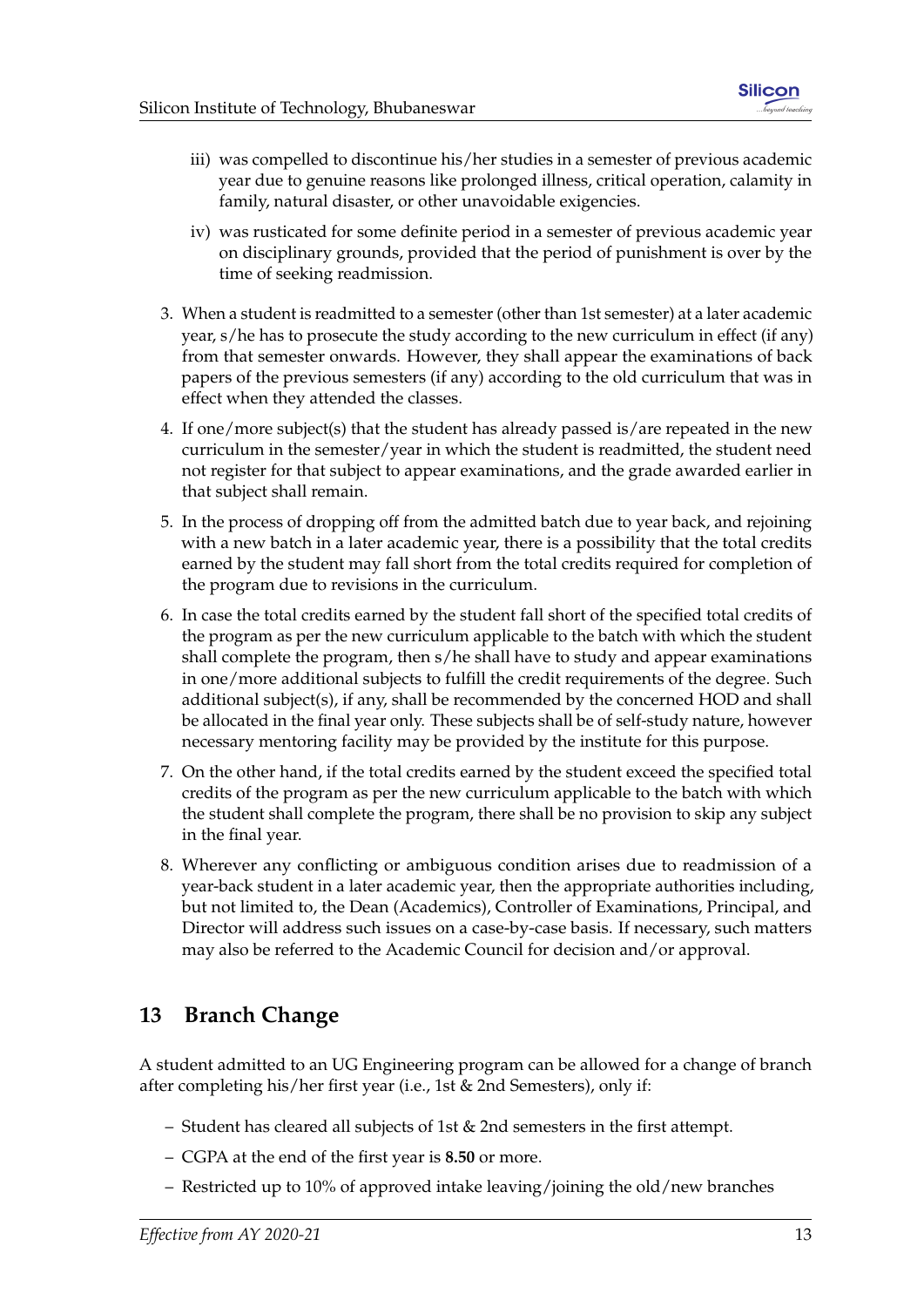iii) was compelled to discontinue his/her studies in a semester of previous academic year due to genuine reasons like prolonged illness, critical operation, calamity in family, natural disaster, or other unavoidable exigencies.

iv) was rusticated for some definite period in a semester of previous academic year on disciplinary grounds, provided that the period of punishment is over by the time of seeking readmission.

3. When a student is readmitted to a semester (other than 1st semester) at a later academic year, s/he has to prosecute the study according to the new curriculum in effect (if any) from that semester onwards. However, they shall appear the examinations of back papers of the previous semesters (if any) according to the old curriculum that was in effect when they attended the classes.

4. If one/more subject(s) that the student has already passed is/are repeated in the new curriculum in the semester/year in which the student is readmitted, the student need not register for that subject to appear examinations, and the grade awarded earlier in that subject shall remain.

5. In the process of dropping off from the admitted batch due to year back, and rejoining with a new batch in a later academic year, there is a possibility that the total credits earned by the student may fall short from the total credits required for completion of the program due to revisions in the curriculum.

6. In case the total credits earned by the student fall short of the specified total credits of the program as per the new curriculum applicable to the batch with which the student shall complete the program, then s/he shall have to study and appear examinations in one/more additional subjects to fulfill the credit requirements of the degree. Such additional subject(s), if any, shall be recommended by the concerned HOD and shall be allocated in the final year only. These subjects shall be of self-study nature, however necessary mentoring facility may be provided by the institute for this purpose.

7. On the other hand, if the total credits earned by the student exceed the specified total credits of the program as per the new curriculum applicable to the batch with which the student shall complete the program, there shall be no provision to skip any subject in the final year.

8. Wherever any conflicting or ambiguous condition arises due to readmission of a year-back student in a later academic year, then the appropriate authorities including, but not limited to, the Dean (Academics), Controller of Examinations, Principal, and Director will address such issues on a case-by-case basis. If necessary, such matters may also be referred to the Academic Council for decision and/or approval.

## 13 Branch Change

A student admitted to an UG Engineering program can be allowed for a change of branch after completing his/her first year (i.e., 1st & 2nd Semesters), only if:

- Student has cleared all subjects of 1st & 2nd semesters in the first attempt.
- CGPA at the end of the first year is **8.50** or more.
- Restricted up to 10% of approved intake leaving/joining the old/new branches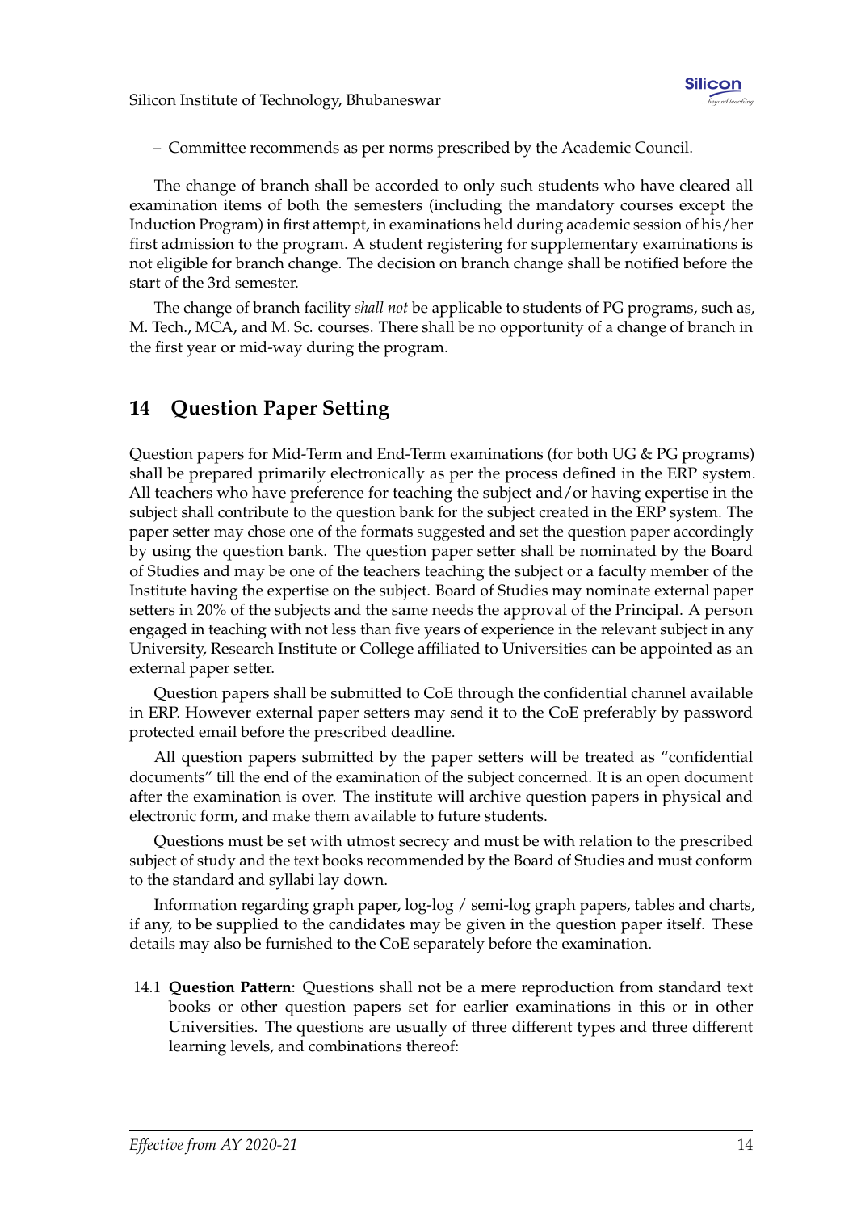– Committee recommends as per norms prescribed by the Academic Council.

The change of branch shall be accorded to only such students who have cleared all examination items of both the semesters (including the mandatory courses except the Induction Program) in first attempt, in examinations held during academic session of his/her first admission to the program. A student registering for supplementary examinations is not eligible for branch change. The decision on branch change shall be notified before the start of the 3rd semester.

The change of branch facility *shall not* be applicable to students of PG programs, such as, M. Tech., MCA, and M. Sc. courses. There shall be no opportunity of a change of branch in the first year or mid-way during the program.

## 14 Question Paper Setting

Question papers for Mid-Term and End-Term examinations (for both UG & PG programs) shall be prepared primarily electronically as per the process defined in the ERP system. All teachers who have preference for teaching the subject and/or having expertise in the subject shall contribute to the question bank for the subject created in the ERP system. The paper setter may chose one of the formats suggested and set the question paper accordingly by using the question bank. The question paper setter shall be nominated by the Board of Studies and may be one of the teachers teaching the subject or a faculty member of the Institute having the expertise on the subject. Board of Studies may nominate external paper setters in 20% of the subjects and the same needs the approval of the Principal. A person engaged in teaching with not less than five years of experience in the relevant subject in any University, Research Institute or College affiliated to Universities can be appointed as an external paper setter.

Question papers shall be submitted to CoE through the confidential channel available in ERP. However external paper setters may send it to the CoE preferably by password protected email before the prescribed deadline.

All question papers submitted by the paper setters will be treated as "confidential documents" till the end of the examination of the subject concerned. It is an open document after the examination is over. The institute will archive question papers in physical and electronic form, and make them available to future students.

Questions must be set with utmost secrecy and must be with relation to the prescribed subject of study and the text books recommended by the Board of Studies and must conform to the standard and syllabi lay down.

Information regarding graph paper, log-log / semi-log graph papers, tables and charts, if any, to be supplied to the candidates may be given in the question paper itself. These details may also be furnished to the CoE separately before the examination.

14.1 **Question Pattern**: Questions shall not be a mere reproduction from standard text books or other question papers set for earlier examinations in this or in other Universities. The questions are usually of three different types and three different learning levels, and combinations thereof: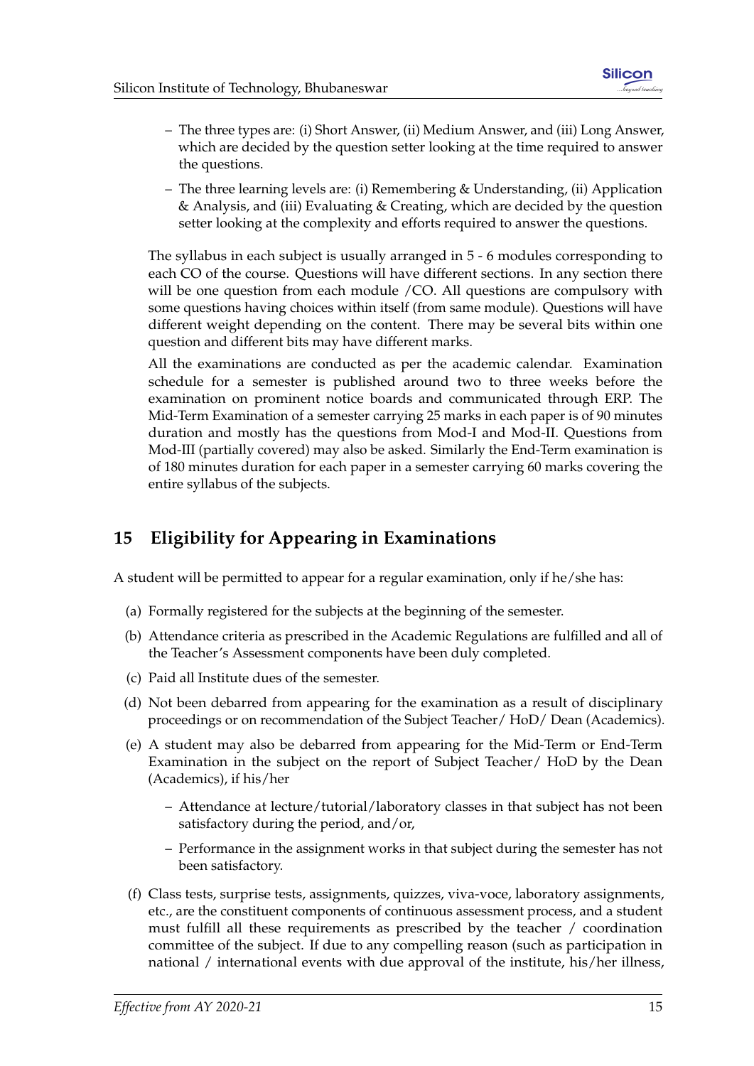- The three types are: (i) Short Answer, (ii) Medium Answer, and (iii) Long Answer, which are decided by the question setter looking at the time required to answer the questions.
  - The three learning levels are: (i) Remembering & Understanding, (ii) Application & Analysis, and (iii) Evaluating & Creating, which are decided by the question setter looking at the complexity and efforts required to answer the questions.

The syllabus in each subject is usually arranged in 5 - 6 modules corresponding to each CO of the course. Questions will have different sections. In any section there will be one question from each module /CO. All questions are compulsory with some questions having choices within itself (from same module). Questions will have different weight depending on the content. There may be several bits within one question and different bits may have different marks.

All the examinations are conducted as per the academic calendar. Examination schedule for a semester is published around two to three weeks before the examination on prominent notice boards and communicated through ERP. The Mid-Term Examination of a semester carrying 25 marks in each paper is of 90 minutes duration and mostly has the questions from Mod-I and Mod-II. Questions from Mod-III (partially covered) may also be asked. Similarly the End-Term examination is of 180 minutes duration for each paper in a semester carrying 60 marks covering the entire syllabus of the subjects.

## 15 Eligibility for Appearing in Examinations

A student will be permitted to appear for a regular examination, only if he/she has:

(a) Formally registered for the subjects at the beginning of the semester.

(b) Attendance criteria as prescribed in the Academic Regulations are fulfilled and all of the Teacher's Assessment components have been duly completed.

(c) Paid all Institute dues of the semester.

(d) Not been debarred from appearing for the examination as a result of disciplinary proceedings or on recommendation of the Subject Teacher/ HoD/ Dean (Academics).

(e) A student may also be debarred from appearing for the Mid-Term or End-Term Examination in the subject on the report of Subject Teacher/ HoD by the Dean (Academics), if his/her

  - Attendance at lecture/tutorial/laboratory classes in that subject has not been satisfactory during the period, and/or,
  - Performance in the assignment works in that subject during the semester has not been satisfactory.

(f) Class tests, surprise tests, assignments, quizzes, viva-voce, laboratory assignments, etc., are the constituent components of continuous assessment process, and a student must fulfill all these requirements as prescribed by the teacher / coordination committee of the subject. If due to any compelling reason (such as participation in national / international events with due approval of the institute, his/her illness,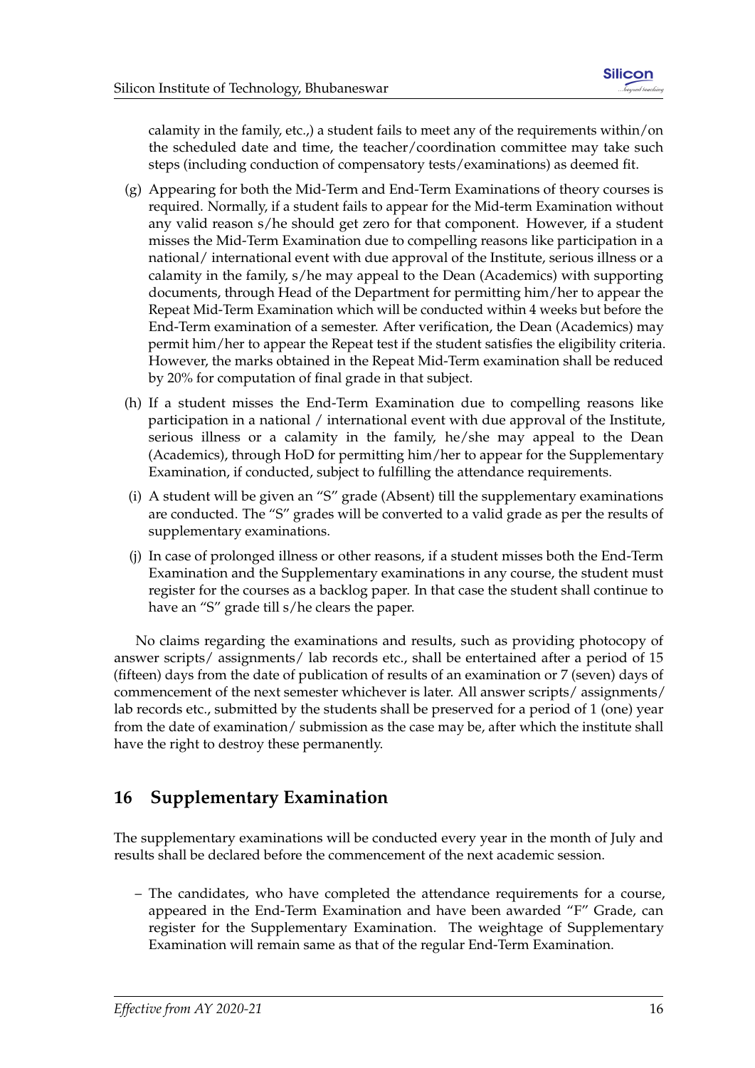calamity in the family, etc.,) a student fails to meet any of the requirements within/on the scheduled date and time, the teacher/coordination committee may take such steps (including conduction of compensatory tests/examinations) as deemed fit.

(g) Appearing for both the Mid-Term and End-Term Examinations of theory courses is required. Normally, if a student fails to appear for the Mid-term Examination without any valid reason s/he should get zero for that component. However, if a student misses the Mid-Term Examination due to compelling reasons like participation in a national/ international event with due approval of the Institute, serious illness or a calamity in the family, s/he may appeal to the Dean (Academics) with supporting documents, through Head of the Department for permitting him/her to appear the Repeat Mid-Term Examination which will be conducted within 4 weeks but before the End-Term examination of a semester. After verification, the Dean (Academics) may permit him/her to appear the Repeat test if the student satisfies the eligibility criteria. However, the marks obtained in the Repeat Mid-Term examination shall be reduced by 20% for computation of final grade in that subject.

(h) If a student misses the End-Term Examination due to compelling reasons like participation in a national / international event with due approval of the Institute, serious illness or a calamity in the family, he/she may appeal to the Dean (Academics), through HoD for permitting him/her to appear for the Supplementary Examination, if conducted, subject to fulfilling the attendance requirements.

(i) A student will be given an "S" grade (Absent) till the supplementary examinations are conducted. The "S" grades will be converted to a valid grade as per the results of supplementary examinations.

(j) In case of prolonged illness or other reasons, if a student misses both the End-Term Examination and the Supplementary examinations in any course, the student must register for the courses as a backlog paper. In that case the student shall continue to have an "S" grade till s/he clears the paper.

No claims regarding the examinations and results, such as providing photocopy of answer scripts/ assignments/ lab records etc., shall be entertained after a period of 15 (fifteen) days from the date of publication of results of an examination or 7 (seven) days of commencement of the next semester whichever is later. All answer scripts/ assignments/ lab records etc., submitted by the students shall be preserved for a period of 1 (one) year from the date of examination/ submission as the case may be, after which the institute shall have the right to destroy these permanently.

## 16 Supplementary Examination

The supplementary examinations will be conducted every year in the month of July and results shall be declared before the commencement of the next academic session.

- The candidates, who have completed the attendance requirements for a course, appeared in the End-Term Examination and have been awarded "F" Grade, can register for the Supplementary Examination. The weightage of Supplementary Examination will remain same as that of the regular End-Term Examination.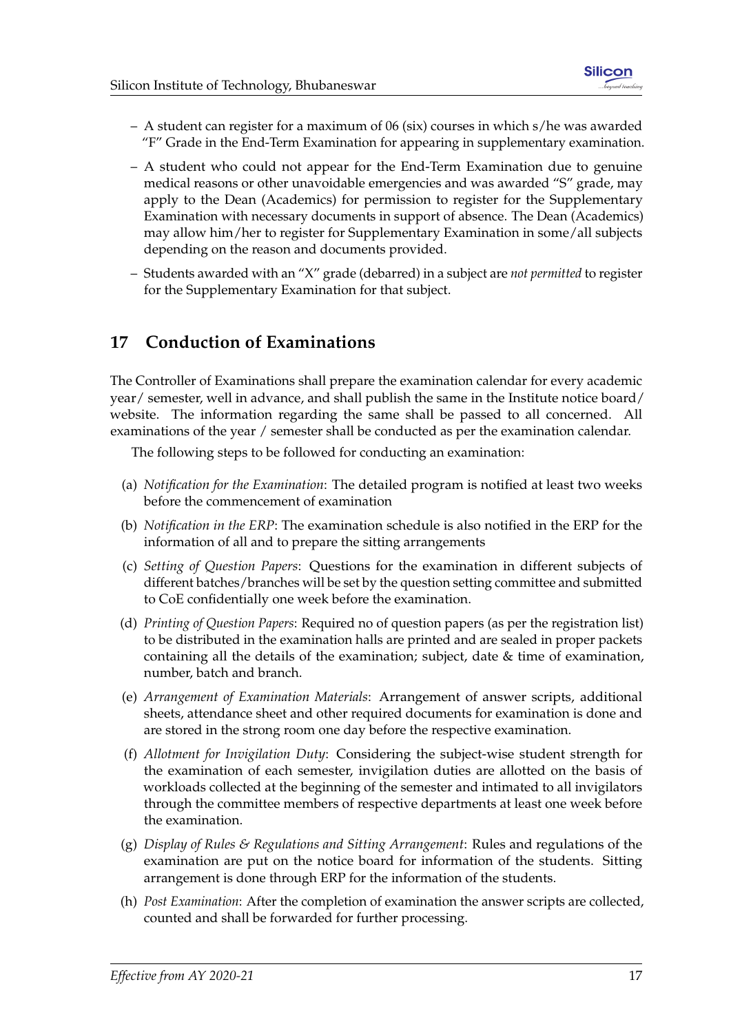- A student can register for a maximum of 06 (six) courses in which s/he was awarded "F" Grade in the End-Term Examination for appearing in supplementary examination.
- A student who could not appear for the End-Term Examination due to genuine medical reasons or other unavoidable emergencies and was awarded "S" grade, may apply to the Dean (Academics) for permission to register for the Supplementary Examination with necessary documents in support of absence. The Dean (Academics) may allow him/her to register for Supplementary Examination in some/all subjects depending on the reason and documents provided.
- Students awarded with an "X" grade (debarred) in a subject are *not permitted* to register for the Supplementary Examination for that subject.

## 17 Conduction of Examinations

The Controller of Examinations shall prepare the examination calendar for every academic year/ semester, well in advance, and shall publish the same in the Institute notice board/ website. The information regarding the same shall be passed to all concerned. All examinations of the year / semester shall be conducted as per the examination calendar.

The following steps to be followed for conducting an examination:

(a) *Notification for the Examination*: The detailed program is notified at least two weeks before the commencement of examination

(b) *Notification in the ERP*: The examination schedule is also notified in the ERP for the information of all and to prepare the sitting arrangements

(c) *Setting of Question Papers*: Questions for the examination in different subjects of different batches/branches will be set by the question setting committee and submitted to CoE confidentially one week before the examination.

(d) *Printing of Question Papers*: Required no of question papers (as per the registration list) to be distributed in the examination halls are printed and are sealed in proper packets containing all the details of the examination; subject, date & time of examination, number, batch and branch.

(e) *Arrangement of Examination Materials*: Arrangement of answer scripts, additional sheets, attendance sheet and other required documents for examination is done and are stored in the strong room one day before the respective examination.

(f) *Allotment for Invigilation Duty*: Considering the subject-wise student strength for the examination of each semester, invigilation duties are allotted on the basis of workloads collected at the beginning of the semester and intimated to all invigilators through the committee members of respective departments at least one week before the examination.

(g) *Display of Rules & Regulations and Sitting Arrangement*: Rules and regulations of the examination are put on the notice board for information of the students. Sitting arrangement is done through ERP for the information of the students.

(h) *Post Examination*: After the completion of examination the answer scripts are collected, counted and shall be forwarded for further processing.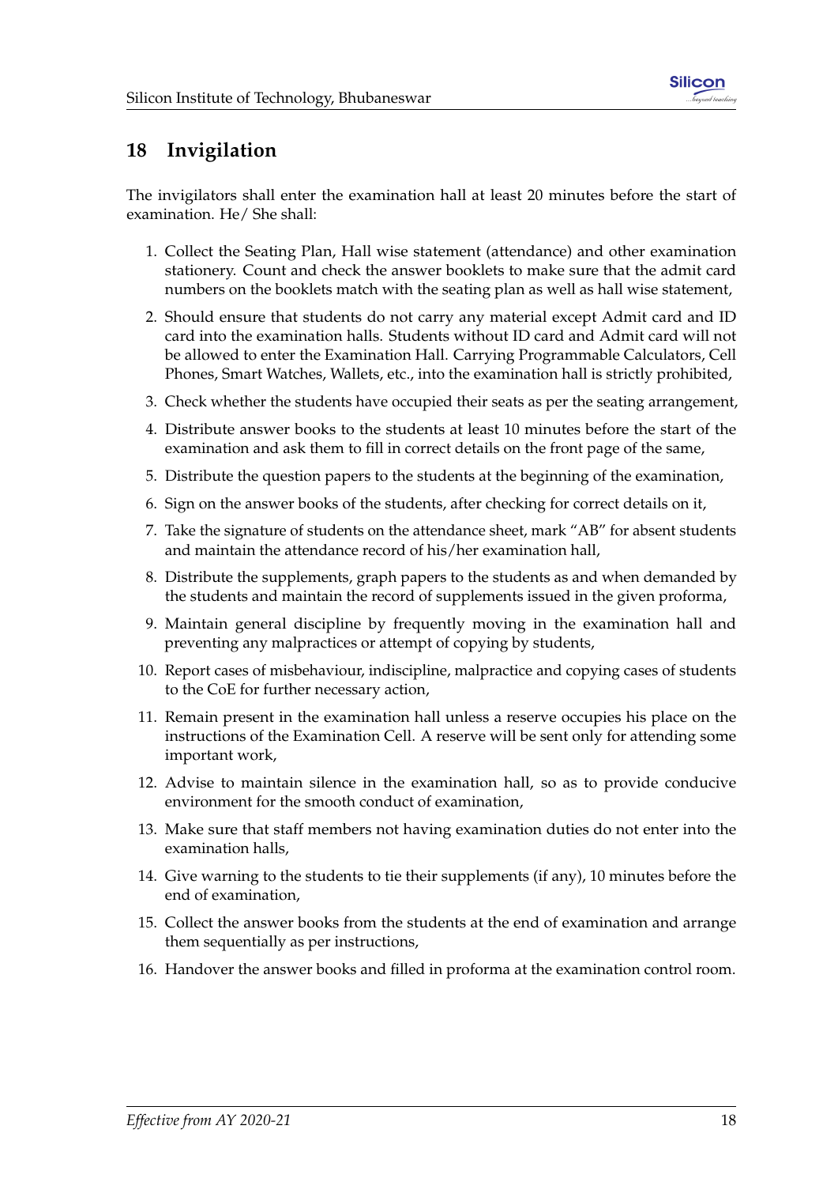## 18 Invigilation

The invigilators shall enter the examination hall at least 20 minutes before the start of examination. He/ She shall:

1. Collect the Seating Plan, Hall wise statement (attendance) and other examination stationery. Count and check the answer booklets to make sure that the admit card numbers on the booklets match with the seating plan as well as hall wise statement,
2. Should ensure that students do not carry any material except Admit card and ID card into the examination halls. Students without ID card and Admit card will not be allowed to enter the Examination Hall. Carrying Programmable Calculators, Cell Phones, Smart Watches, Wallets, etc., into the examination hall is strictly prohibited,
3. Check whether the students have occupied their seats as per the seating arrangement,
4. Distribute answer books to the students at least 10 minutes before the start of the examination and ask them to fill in correct details on the front page of the same,
5. Distribute the question papers to the students at the beginning of the examination,
6. Sign on the answer books of the students, after checking for correct details on it,
7. Take the signature of students on the attendance sheet, mark "AB" for absent students and maintain the attendance record of his/her examination hall,
8. Distribute the supplements, graph papers to the students as and when demanded by the students and maintain the record of supplements issued in the given proforma,
9. Maintain general discipline by frequently moving in the examination hall and preventing any malpractices or attempt of copying by students,
10. Report cases of misbehaviour, indiscipline, malpractice and copying cases of students to the CoE for further necessary action,
11. Remain present in the examination hall unless a reserve occupies his place on the instructions of the Examination Cell. A reserve will be sent only for attending some important work,
12. Advise to maintain silence in the examination hall, so as to provide conducive environment for the smooth conduct of examination,
13. Make sure that staff members not having examination duties do not enter into the examination halls,
14. Give warning to the students to tie their supplements (if any), 10 minutes before the end of examination,
15. Collect the answer books from the students at the end of examination and arrange them sequentially as per instructions,
16. Handover the answer books and filled in proforma at the examination control room.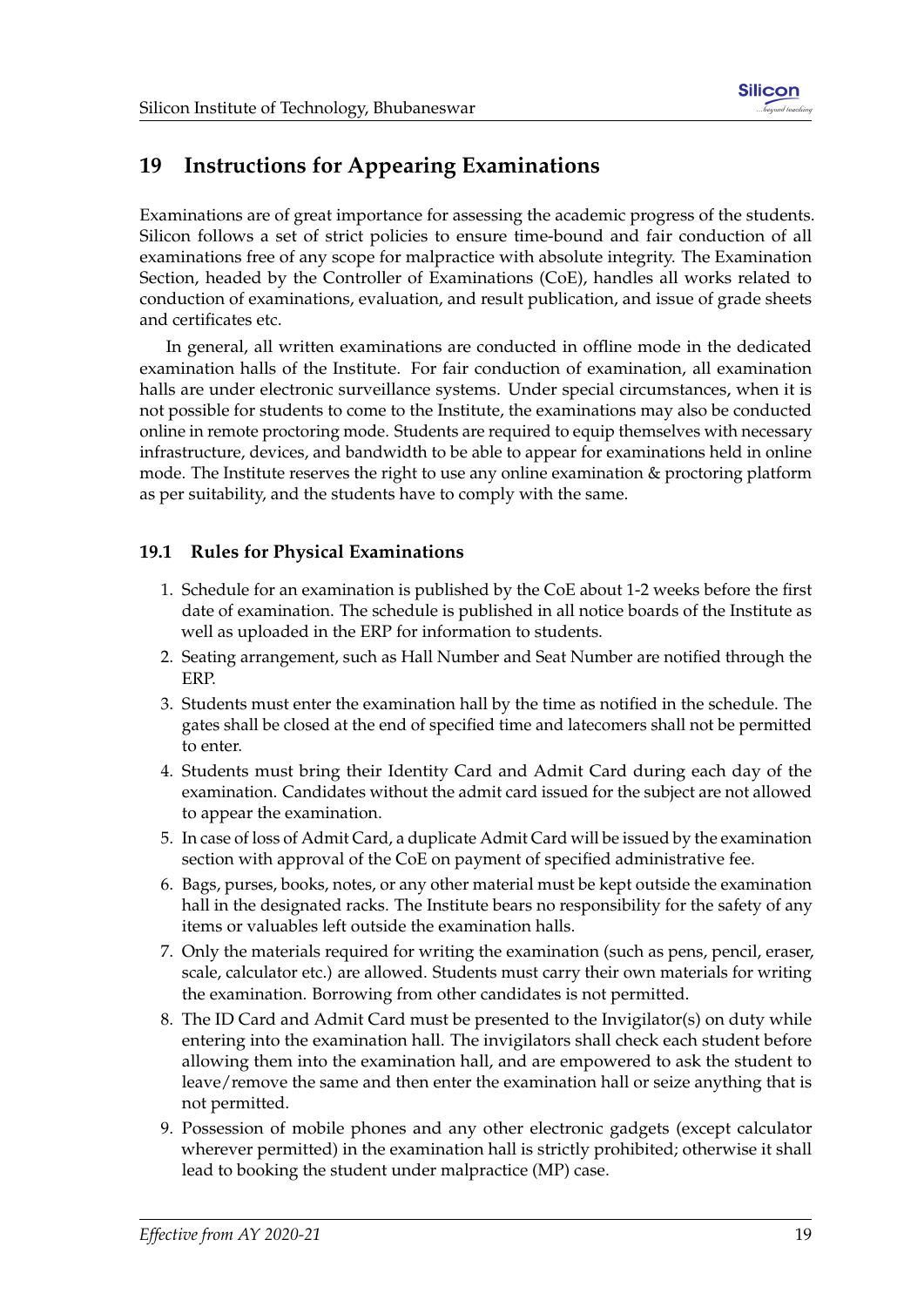## 19 Instructions for Appearing Examinations

Examinations are of great importance for assessing the academic progress of the students. Silicon follows a set of strict policies to ensure time-bound and fair conduction of all examinations free of any scope for malpractice with absolute integrity. The Examination Section, headed by the Controller of Examinations (CoE), handles all works related to conduction of examinations, evaluation, and result publication, and issue of grade sheets and certificates etc.

In general, all written examinations are conducted in offline mode in the dedicated examination halls of the Institute. For fair conduction of examination, all examination halls are under electronic surveillance systems. Under special circumstances, when it is not possible for students to come to the Institute, the examinations may also be conducted online in remote proctoring mode. Students are required to equip themselves with necessary infrastructure, devices, and bandwidth to be able to appear for examinations held in online mode. The Institute reserves the right to use any online examination & proctoring platform as per suitability, and the students have to comply with the same.

### 19.1 Rules for Physical Examinations

1. Schedule for an examination is published by the CoE about 1-2 weeks before the first date of examination. The schedule is published in all notice boards of the Institute as well as uploaded in the ERP for information to students.
2. Seating arrangement, such as Hall Number and Seat Number are notified through the ERP.
3. Students must enter the examination hall by the time as notified in the schedule. The gates shall be closed at the end of specified time and latecomers shall not be permitted to enter.
4. Students must bring their Identity Card and Admit Card during each day of the examination. Candidates without the admit card issued for the subject are not allowed to appear the examination.
5. In case of loss of Admit Card, a duplicate Admit Card will be issued by the examination section with approval of the CoE on payment of specified administrative fee.
6. Bags, purses, books, notes, or any other material must be kept outside the examination hall in the designated racks. The Institute bears no responsibility for the safety of any items or valuables left outside the examination halls.
7. Only the materials required for writing the examination (such as pens, pencil, eraser, scale, calculator etc.) are allowed. Students must carry their own materials for writing the examination. Borrowing from other candidates is not permitted.
8. The ID Card and Admit Card must be presented to the Invigilator(s) on duty while entering into the examination hall. The invigilators shall check each student before allowing them into the examination hall, and are empowered to ask the student to leave/remove the same and then enter the examination hall or seize anything that is not permitted.
9. Possession of mobile phones and any other electronic gadgets (except calculator wherever permitted) in the examination hall is strictly prohibited; otherwise it shall lead to booking the student under malpractice (MP) case.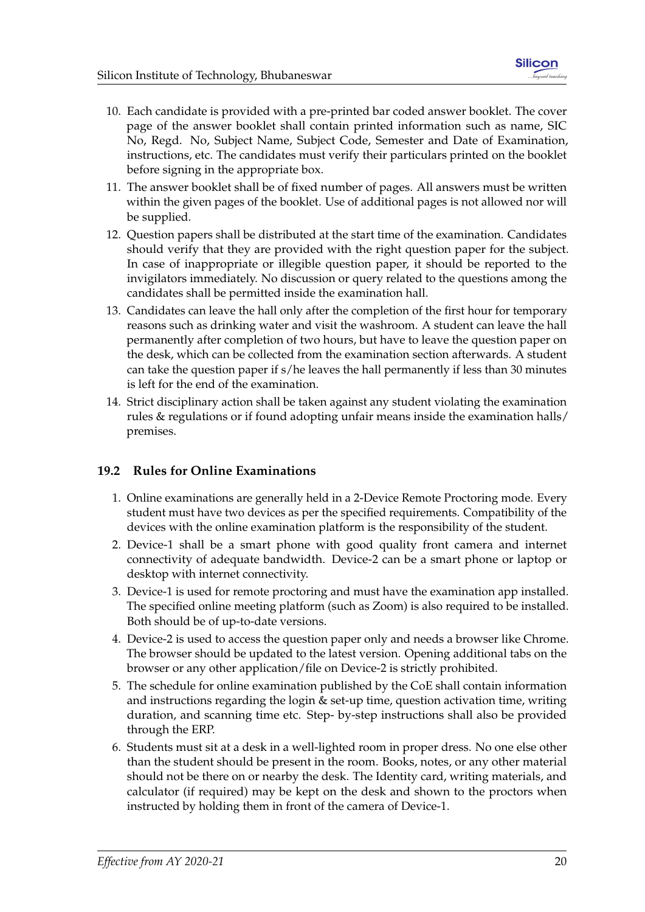10. Each candidate is provided with a pre-printed bar coded answer booklet. The cover page of the answer booklet shall contain printed information such as name, SIC No, Regd. No, Subject Name, Subject Code, Semester and Date of Examination, instructions, etc. The candidates must verify their particulars printed on the booklet before signing in the appropriate box.
11. The answer booklet shall be of fixed number of pages. All answers must be written within the given pages of the booklet. Use of additional pages is not allowed nor will be supplied.
12. Question papers shall be distributed at the start time of the examination. Candidates should verify that they are provided with the right question paper for the subject. In case of inappropriate or illegible question paper, it should be reported to the invigilators immediately. No discussion or query related to the questions among the candidates shall be permitted inside the examination hall.
13. Candidates can leave the hall only after the completion of the first hour for temporary reasons such as drinking water and visit the washroom. A student can leave the hall permanently after completion of two hours, but have to leave the question paper on the desk, which can be collected from the examination section afterwards. A student can take the question paper if s/he leaves the hall permanently if less than 30 minutes is left for the end of the examination.
14. Strict disciplinary action shall be taken against any student violating the examination rules & regulations or if found adopting unfair means inside the examination halls/ premises.

### 19.2 Rules for Online Examinations

1. Online examinations are generally held in a 2-Device Remote Proctoring mode. Every student must have two devices as per the specified requirements. Compatibility of the devices with the online examination platform is the responsibility of the student.
2. Device-1 shall be a smart phone with good quality front camera and internet connectivity of adequate bandwidth. Device-2 can be a smart phone or laptop or desktop with internet connectivity.
3. Device-1 is used for remote proctoring and must have the examination app installed. The specified online meeting platform (such as Zoom) is also required to be installed. Both should be of up-to-date versions.
4. Device-2 is used to access the question paper only and needs a browser like Chrome. The browser should be updated to the latest version. Opening additional tabs on the browser or any other application/file on Device-2 is strictly prohibited.
5. The schedule for online examination published by the CoE shall contain information and instructions regarding the login & set-up time, question activation time, writing duration, and scanning time etc. Step- by-step instructions shall also be provided through the ERP.
6. Students must sit at a desk in a well-lighted room in proper dress. No one else other than the student should be present in the room. Books, notes, or any other material should not be there on or nearby the desk. The Identity card, writing materials, and calculator (if required) may be kept on the desk and shown to the proctors when instructed by holding them in front of the camera of Device-1.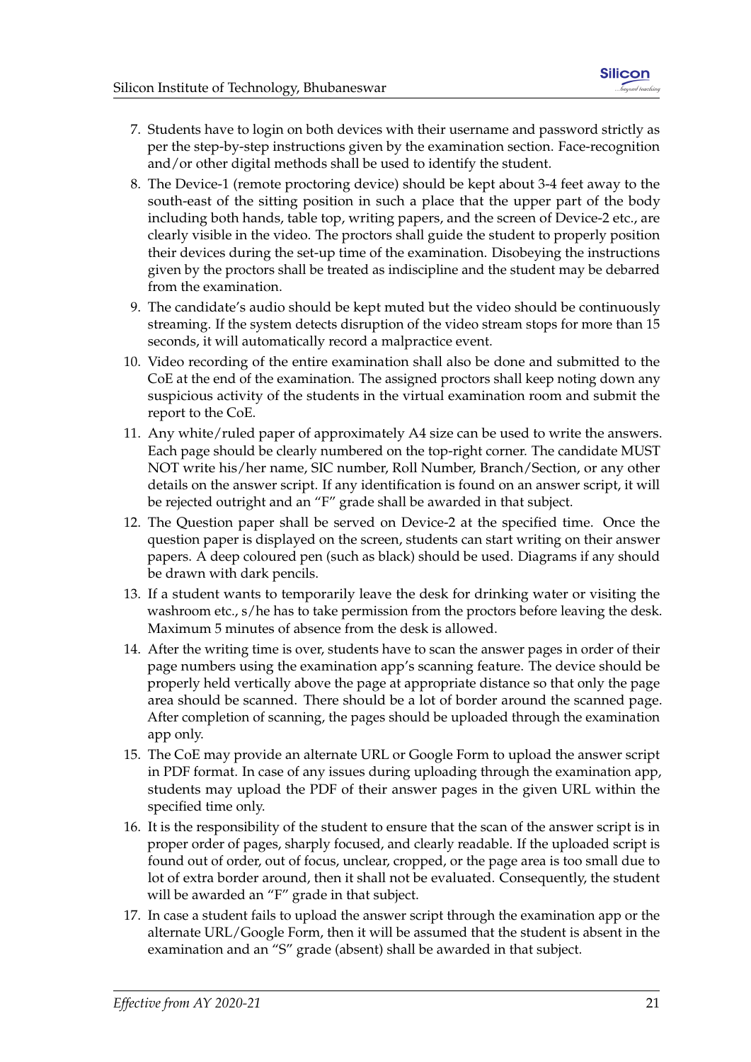7. Students have to login on both devices with their username and password strictly as per the step-by-step instructions given by the examination section. Face-recognition and/or other digital methods shall be used to identify the student.
8. The Device-1 (remote proctoring device) should be kept about 3-4 feet away to the south-east of the sitting position in such a place that the upper part of the body including both hands, table top, writing papers, and the screen of Device-2 etc., are clearly visible in the video. The proctors shall guide the student to properly position their devices during the set-up time of the examination. Disobeying the instructions given by the proctors shall be treated as indiscipline and the student may be debarred from the examination.
9. The candidate's audio should be kept muted but the video should be continuously streaming. If the system detects disruption of the video stream stops for more than 15 seconds, it will automatically record a malpractice event.
10. Video recording of the entire examination shall also be done and submitted to the CoE at the end of the examination. The assigned proctors shall keep noting down any suspicious activity of the students in the virtual examination room and submit the report to the CoE.
11. Any white/ruled paper of approximately A4 size can be used to write the answers. Each page should be clearly numbered on the top-right corner. The candidate MUST NOT write his/her name, SIC number, Roll Number, Branch/Section, or any other details on the answer script. If any identification is found on an answer script, it will be rejected outright and an "F" grade shall be awarded in that subject.
12. The Question paper shall be served on Device-2 at the specified time. Once the question paper is displayed on the screen, students can start writing on their answer papers. A deep coloured pen (such as black) should be used. Diagrams if any should be drawn with dark pencils.
13. If a student wants to temporarily leave the desk for drinking water or visiting the washroom etc., s/he has to take permission from the proctors before leaving the desk. Maximum 5 minutes of absence from the desk is allowed.
14. After the writing time is over, students have to scan the answer pages in order of their page numbers using the examination app's scanning feature. The device should be properly held vertically above the page at appropriate distance so that only the page area should be scanned. There should be a lot of border around the scanned page. After completion of scanning, the pages should be uploaded through the examination app only.
15. The CoE may provide an alternate URL or Google Form to upload the answer script in PDF format. In case of any issues during uploading through the examination app, students may upload the PDF of their answer pages in the given URL within the specified time only.
16. It is the responsibility of the student to ensure that the scan of the answer script is in proper order of pages, sharply focused, and clearly readable. If the uploaded script is found out of order, out of focus, unclear, cropped, or the page area is too small due to lot of extra border around, then it shall not be evaluated. Consequently, the student will be awarded an "F" grade in that subject.
17. In case a student fails to upload the answer script through the examination app or the alternate URL/Google Form, then it will be assumed that the student is absent in the examination and an "S" grade (absent) shall be awarded in that subject.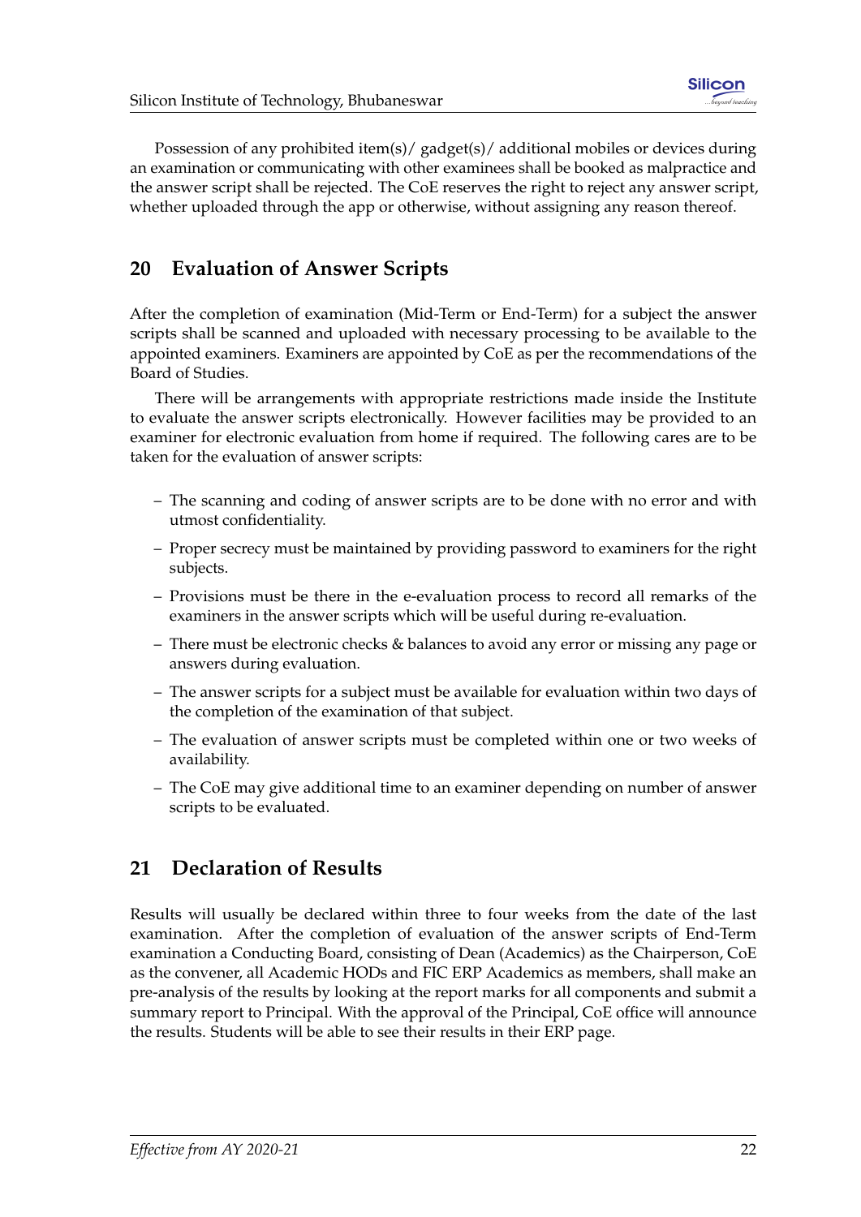Possession of any prohibited item(s)/ gadget(s)/ additional mobiles or devices during an examination or communicating with other examinees shall be booked as malpractice and the answer script shall be rejected. The CoE reserves the right to reject any answer script, whether uploaded through the app or otherwise, without assigning any reason thereof.

## 20 Evaluation of Answer Scripts

After the completion of examination (Mid-Term or End-Term) for a subject the answer scripts shall be scanned and uploaded with necessary processing to be available to the appointed examiners. Examiners are appointed by CoE as per the recommendations of the Board of Studies.

There will be arrangements with appropriate restrictions made inside the Institute to evaluate the answer scripts electronically. However facilities may be provided to an examiner for electronic evaluation from home if required. The following cares are to be taken for the evaluation of answer scripts:

- The scanning and coding of answer scripts are to be done with no error and with utmost confidentiality.
- Proper secrecy must be maintained by providing password to examiners for the right subjects.
- Provisions must be there in the e-evaluation process to record all remarks of the examiners in the answer scripts which will be useful during re-evaluation.
- There must be electronic checks & balances to avoid any error or missing any page or answers during evaluation.
- The answer scripts for a subject must be available for evaluation within two days of the completion of the examination of that subject.
- The evaluation of answer scripts must be completed within one or two weeks of availability.
- The CoE may give additional time to an examiner depending on number of answer scripts to be evaluated.

## 21 Declaration of Results

Results will usually be declared within three to four weeks from the date of the last examination. After the completion of evaluation of the answer scripts of End-Term examination a Conducting Board, consisting of Dean (Academics) as the Chairperson, CoE as the convener, all Academic HODs and FIC ERP Academics as members, shall make an pre-analysis of the results by looking at the report marks for all components and submit a summary report to Principal. With the approval of the Principal, CoE office will announce the results. Students will be able to see their results in their ERP page.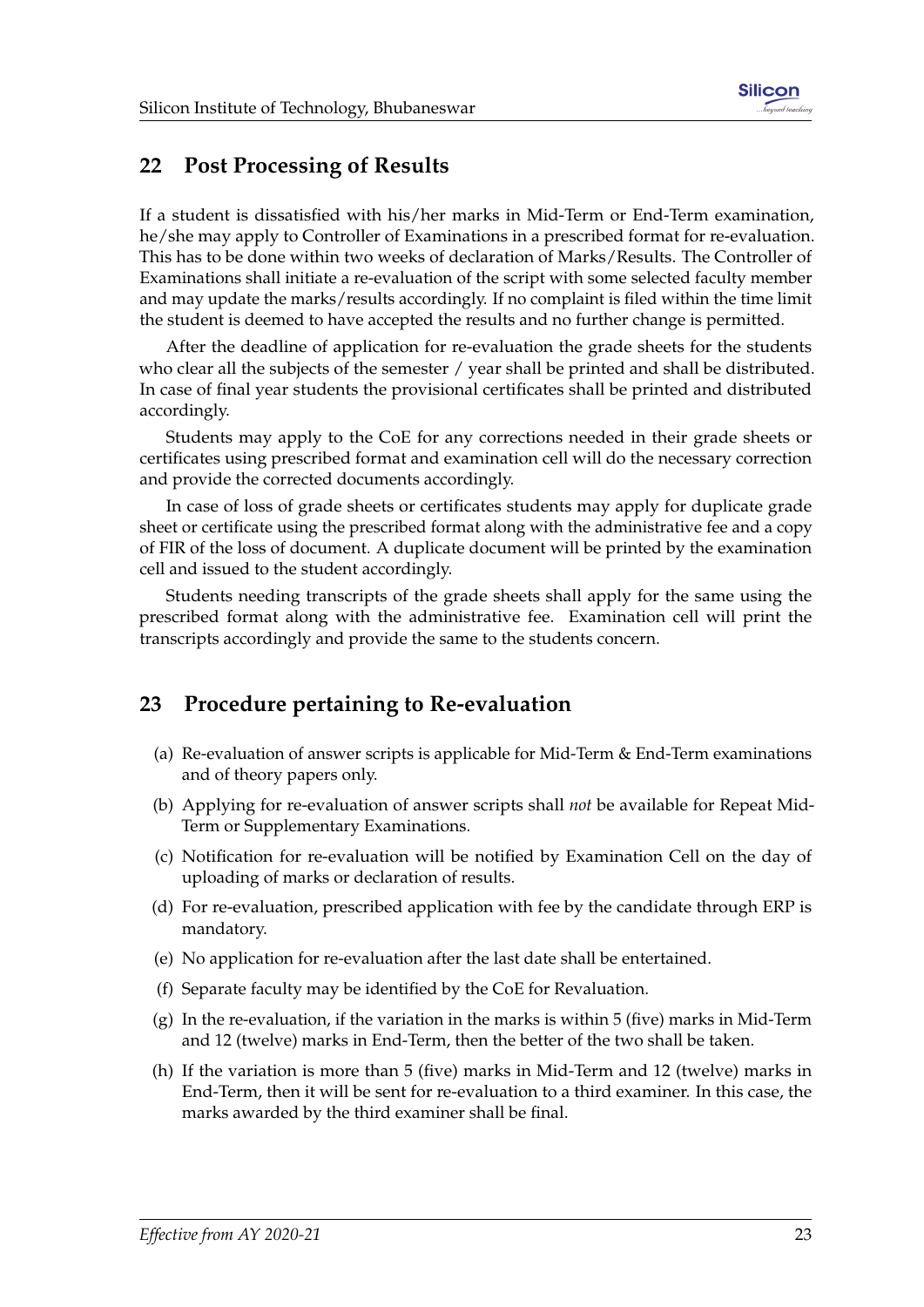## 22 Post Processing of Results

If a student is dissatisfied with his/her marks in Mid-Term or End-Term examination, he/she may apply to Controller of Examinations in a prescribed format for re-evaluation. This has to be done within two weeks of declaration of Marks/Results. The Controller of Examinations shall initiate a re-evaluation of the script with some selected faculty member and may update the marks/results accordingly. If no complaint is filed within the time limit the student is deemed to have accepted the results and no further change is permitted.

After the deadline of application for re-evaluation the grade sheets for the students who clear all the subjects of the semester / year shall be printed and shall be distributed. In case of final year students the provisional certificates shall be printed and distributed accordingly.

Students may apply to the CoE for any corrections needed in their grade sheets or certificates using prescribed format and examination cell will do the necessary correction and provide the corrected documents accordingly.

In case of loss of grade sheets or certificates students may apply for duplicate grade sheet or certificate using the prescribed format along with the administrative fee and a copy of FIR of the loss of document. A duplicate document will be printed by the examination cell and issued to the student accordingly.

Students needing transcripts of the grade sheets shall apply for the same using the prescribed format along with the administrative fee. Examination cell will print the transcripts accordingly and provide the same to the students concern.

## 23 Procedure pertaining to Re-evaluation

(a) Re-evaluation of answer scripts is applicable for Mid-Term & End-Term examinations and of theory papers only.

(b) Applying for re-evaluation of answer scripts shall *not* be available for Repeat Mid-Term or Supplementary Examinations.

(c) Notification for re-evaluation will be notified by Examination Cell on the day of uploading of marks or declaration of results.

(d) For re-evaluation, prescribed application with fee by the candidate through ERP is mandatory.

(e) No application for re-evaluation after the last date shall be entertained.

(f) Separate faculty may be identified by the CoE for Revaluation.

(g) In the re-evaluation, if the variation in the marks is within 5 (five) marks in Mid-Term and 12 (twelve) marks in End-Term, then the better of the two shall be taken.

(h) If the variation is more than 5 (five) marks in Mid-Term and 12 (twelve) marks in End-Term, then it will be sent for re-evaluation to a third examiner. In this case, the marks awarded by the third examiner shall be final.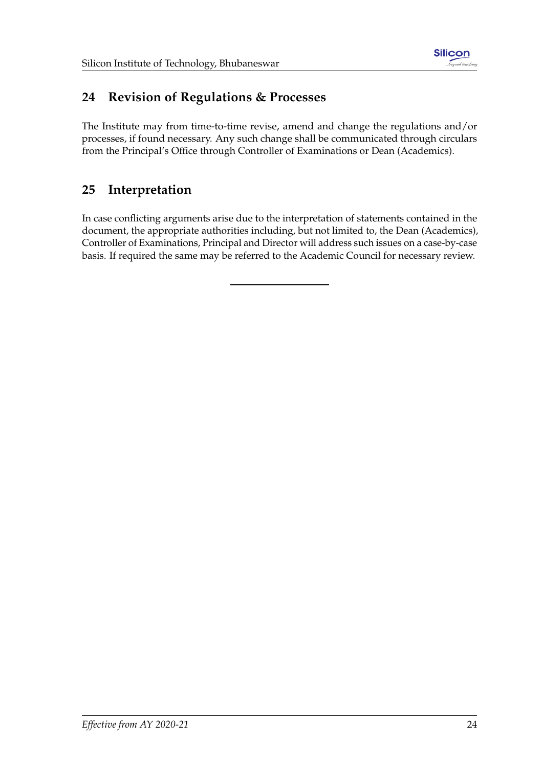## 24 Revision of Regulations & Processes

The Institute may from time-to-time revise, amend and change the regulations and/or processes, if found necessary. Any such change shall be communicated through circulars from the Principal's Office through Controller of Examinations or Dean (Academics).

## 25 Interpretation

In case conflicting arguments arise due to the interpretation of statements contained in the document, the appropriate authorities including, but not limited to, the Dean (Academics), Controller of Examinations, Principal and Director will address such issues on a case-by-case basis. If required the same may be referred to the Academic Council for necessary review.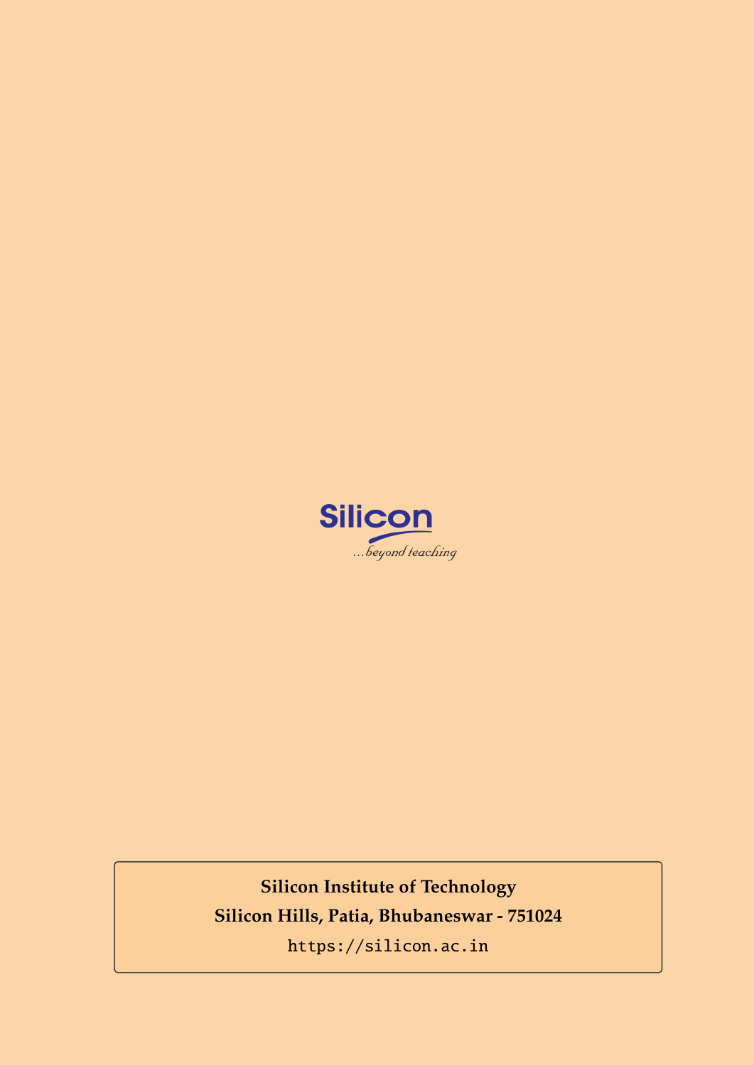Silicon

...beyond teaching

**Silicon Institute of Technology**

**Silicon Hills, Patia, Bhubaneswar - 751024**

https://silicon.ac.in